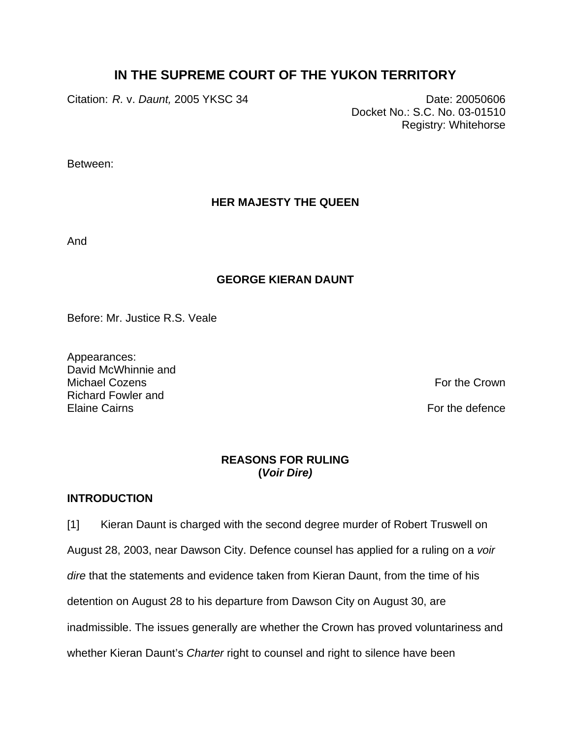# IN THE SUPREME COURT OF THE YUKON TERRITORY

Citation: *R.* v. *Daunt,* 2005 YKSC 34

Date: 20050606
Docket No.: S.C. No. 03-01510
Registry: Whitehorse

Between:

**HER MAJESTY THE QUEEN**

And

**GEORGE KIERAN DAUNT**

Before: Mr. Justice R.S. Veale

Appearances:

David McWhinnie and
Michael Cozens — For the Crown

Richard Fowler and
Elaine Cairns — For the defence

**REASONS FOR RULING**
**(*Voir Dire)***

## INTRODUCTION

[1] Kieran Daunt is charged with the second degree murder of Robert Truswell on August 28, 2003, near Dawson City. Defence counsel has applied for a ruling on a *voir dire* that the statements and evidence taken from Kieran Daunt, from the time of his detention on August 28 to his departure from Dawson City on August 30, are inadmissible. The issues generally are whether the Crown has proved voluntariness and whether Kieran Daunt's *Charter* right to counsel and right to silence have been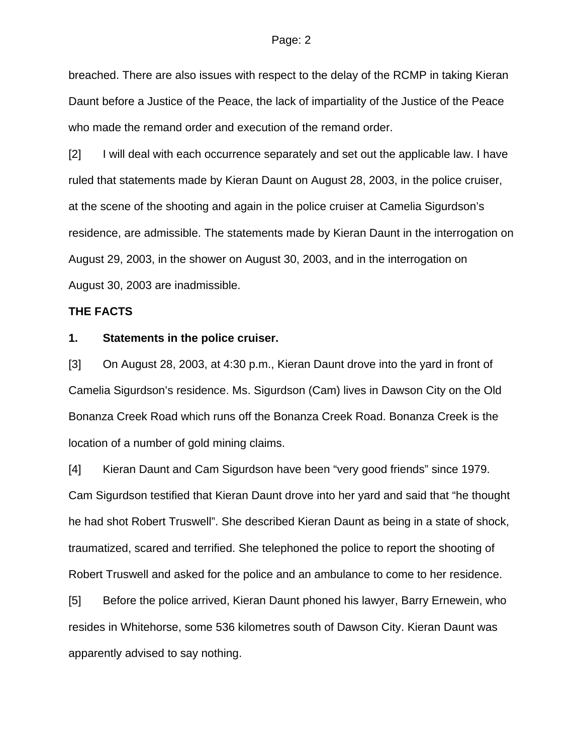breached. There are also issues with respect to the delay of the RCMP in taking Kieran Daunt before a Justice of the Peace, the lack of impartiality of the Justice of the Peace who made the remand order and execution of the remand order.

[2] I will deal with each occurrence separately and set out the applicable law. I have ruled that statements made by Kieran Daunt on August 28, 2003, in the police cruiser, at the scene of the shooting and again in the police cruiser at Camelia Sigurdson's residence, are admissible. The statements made by Kieran Daunt in the interrogation on August 29, 2003, in the shower on August 30, 2003, and in the interrogation on August 30, 2003 are inadmissible.

**THE FACTS**

**1. Statements in the police cruiser.**

[3] On August 28, 2003, at 4:30 p.m., Kieran Daunt drove into the yard in front of Camelia Sigurdson's residence. Ms. Sigurdson (Cam) lives in Dawson City on the Old Bonanza Creek Road which runs off the Bonanza Creek Road. Bonanza Creek is the location of a number of gold mining claims.

[4] Kieran Daunt and Cam Sigurdson have been "very good friends" since 1979. Cam Sigurdson testified that Kieran Daunt drove into her yard and said that "he thought he had shot Robert Truswell". She described Kieran Daunt as being in a state of shock, traumatized, scared and terrified. She telephoned the police to report the shooting of Robert Truswell and asked for the police and an ambulance to come to her residence.

[5] Before the police arrived, Kieran Daunt phoned his lawyer, Barry Ernewein, who resides in Whitehorse, some 536 kilometres south of Dawson City. Kieran Daunt was apparently advised to say nothing.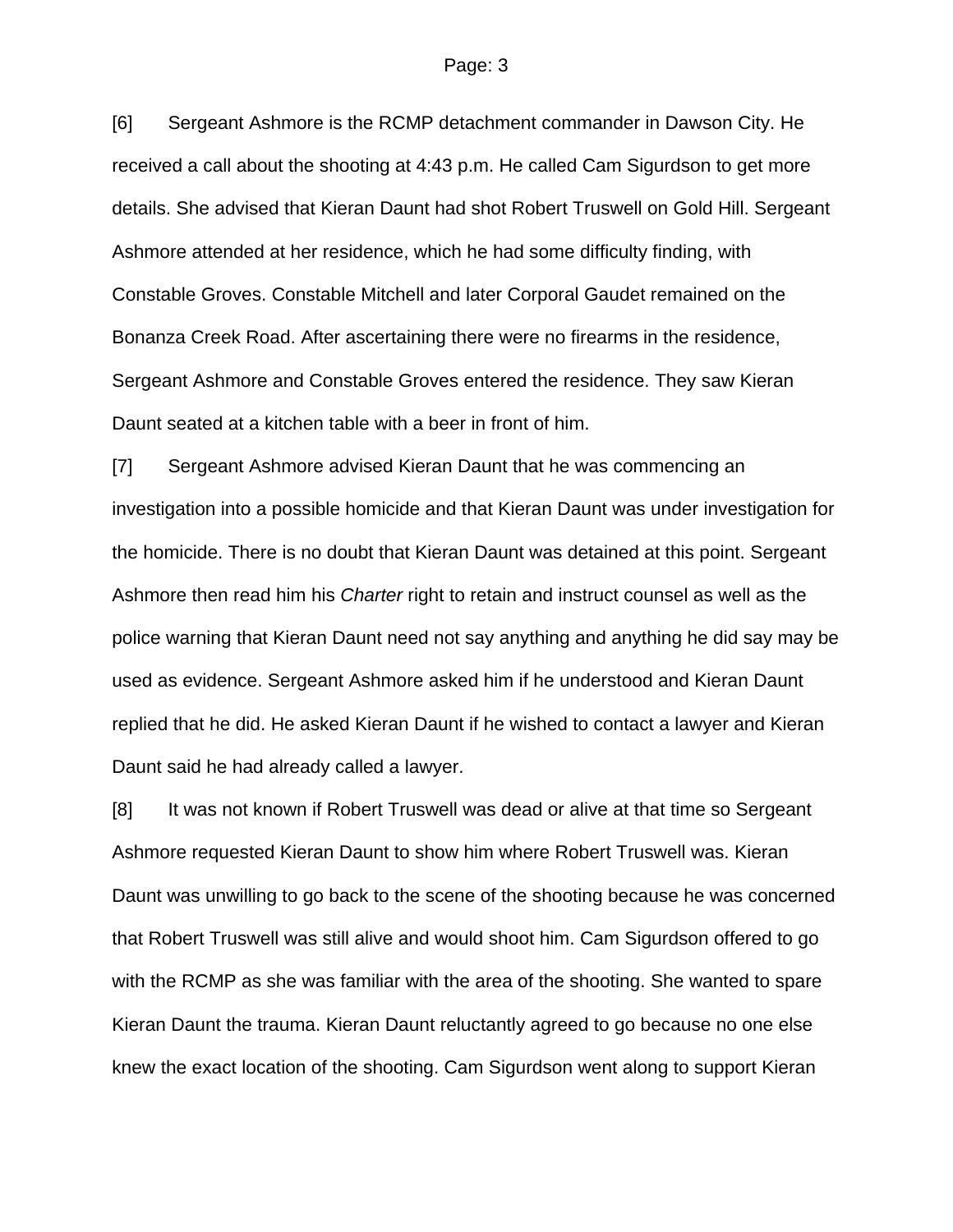[6] Sergeant Ashmore is the RCMP detachment commander in Dawson City. He received a call about the shooting at 4:43 p.m. He called Cam Sigurdson to get more details. She advised that Kieran Daunt had shot Robert Truswell on Gold Hill. Sergeant Ashmore attended at her residence, which he had some difficulty finding, with Constable Groves. Constable Mitchell and later Corporal Gaudet remained on the Bonanza Creek Road. After ascertaining there were no firearms in the residence, Sergeant Ashmore and Constable Groves entered the residence. They saw Kieran Daunt seated at a kitchen table with a beer in front of him.

[7] Sergeant Ashmore advised Kieran Daunt that he was commencing an investigation into a possible homicide and that Kieran Daunt was under investigation for the homicide. There is no doubt that Kieran Daunt was detained at this point. Sergeant Ashmore then read him his *Charter* right to retain and instruct counsel as well as the police warning that Kieran Daunt need not say anything and anything he did say may be used as evidence. Sergeant Ashmore asked him if he understood and Kieran Daunt replied that he did. He asked Kieran Daunt if he wished to contact a lawyer and Kieran Daunt said he had already called a lawyer.

[8] It was not known if Robert Truswell was dead or alive at that time so Sergeant Ashmore requested Kieran Daunt to show him where Robert Truswell was. Kieran Daunt was unwilling to go back to the scene of the shooting because he was concerned that Robert Truswell was still alive and would shoot him. Cam Sigurdson offered to go with the RCMP as she was familiar with the area of the shooting. She wanted to spare Kieran Daunt the trauma. Kieran Daunt reluctantly agreed to go because no one else knew the exact location of the shooting. Cam Sigurdson went along to support Kieran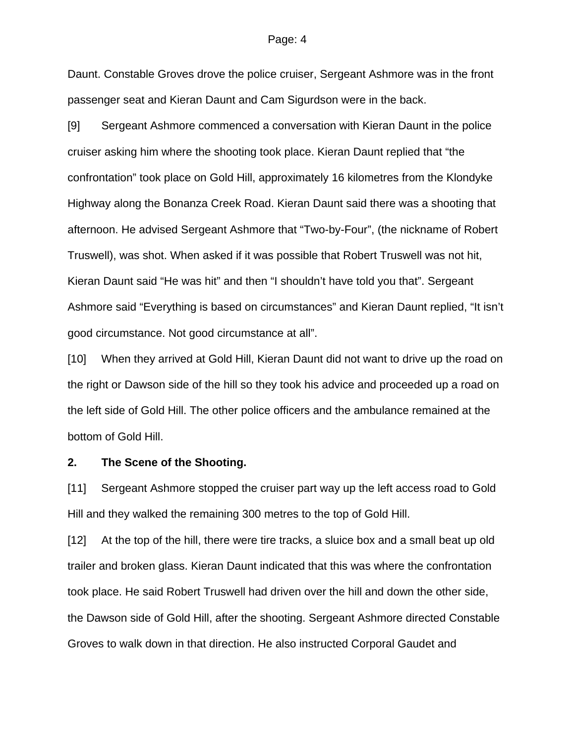Daunt. Constable Groves drove the police cruiser, Sergeant Ashmore was in the front passenger seat and Kieran Daunt and Cam Sigurdson were in the back.

[9] Sergeant Ashmore commenced a conversation with Kieran Daunt in the police cruiser asking him where the shooting took place. Kieran Daunt replied that “the confrontation” took place on Gold Hill, approximately 16 kilometres from the Klondyke Highway along the Bonanza Creek Road. Kieran Daunt said there was a shooting that afternoon. He advised Sergeant Ashmore that “Two-by-Four”, (the nickname of Robert Truswell), was shot. When asked if it was possible that Robert Truswell was not hit, Kieran Daunt said “He was hit” and then “I shouldn’t have told you that”. Sergeant Ashmore said “Everything is based on circumstances” and Kieran Daunt replied, “It isn’t good circumstance. Not good circumstance at all”.

[10] When they arrived at Gold Hill, Kieran Daunt did not want to drive up the road on the right or Dawson side of the hill so they took his advice and proceeded up a road on the left side of Gold Hill. The other police officers and the ambulance remained at the bottom of Gold Hill.

**2. The Scene of the Shooting.**

[11] Sergeant Ashmore stopped the cruiser part way up the left access road to Gold Hill and they walked the remaining 300 metres to the top of Gold Hill.

[12] At the top of the hill, there were tire tracks, a sluice box and a small beat up old trailer and broken glass. Kieran Daunt indicated that this was where the confrontation took place. He said Robert Truswell had driven over the hill and down the other side, the Dawson side of Gold Hill, after the shooting. Sergeant Ashmore directed Constable Groves to walk down in that direction. He also instructed Corporal Gaudet and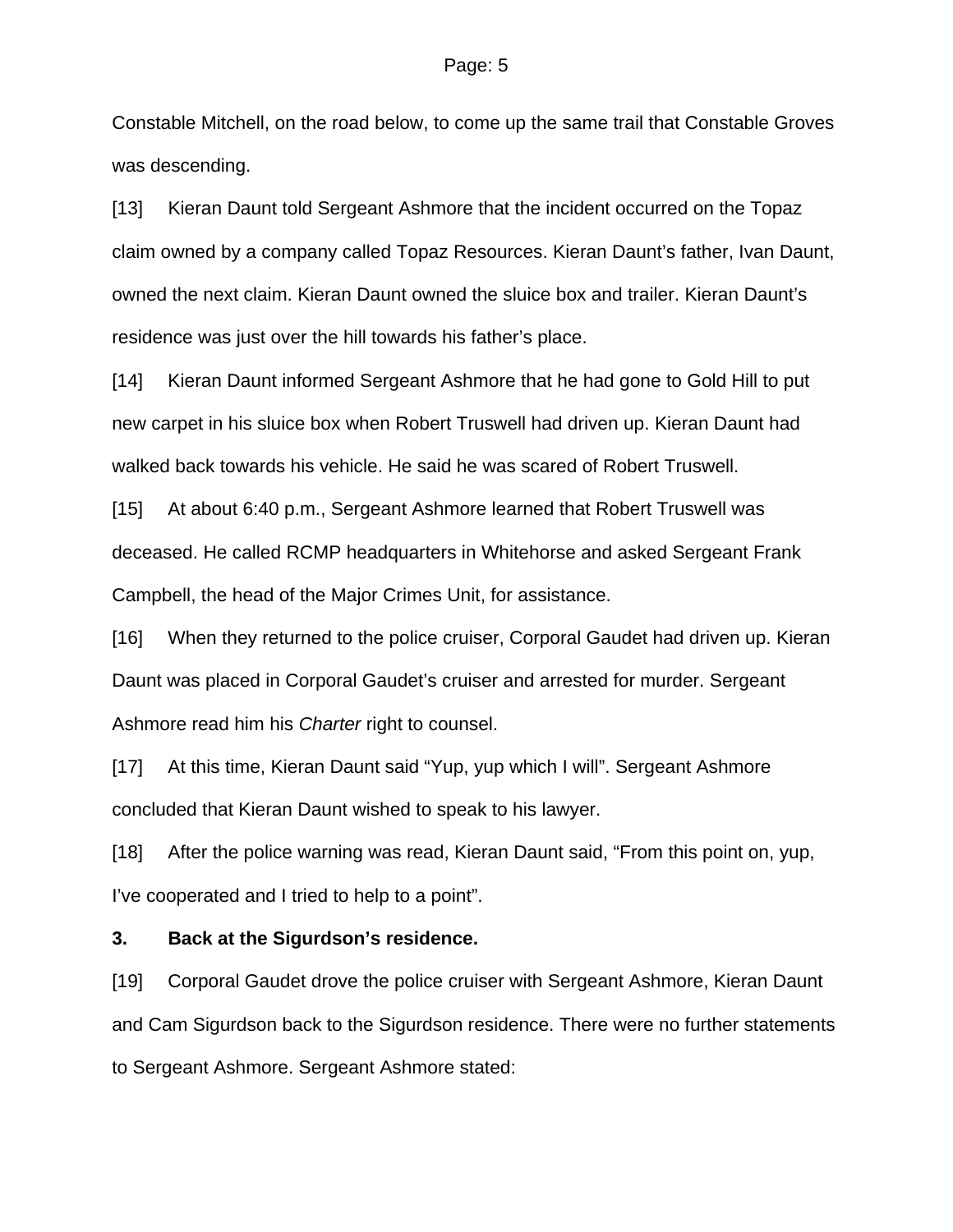Constable Mitchell, on the road below, to come up the same trail that Constable Groves was descending.

[13] Kieran Daunt told Sergeant Ashmore that the incident occurred on the Topaz claim owned by a company called Topaz Resources. Kieran Daunt's father, Ivan Daunt, owned the next claim. Kieran Daunt owned the sluice box and trailer. Kieran Daunt's residence was just over the hill towards his father's place.

[14] Kieran Daunt informed Sergeant Ashmore that he had gone to Gold Hill to put new carpet in his sluice box when Robert Truswell had driven up. Kieran Daunt had walked back towards his vehicle. He said he was scared of Robert Truswell.

[15] At about 6:40 p.m., Sergeant Ashmore learned that Robert Truswell was deceased. He called RCMP headquarters in Whitehorse and asked Sergeant Frank Campbell, the head of the Major Crimes Unit, for assistance.

[16] When they returned to the police cruiser, Corporal Gaudet had driven up. Kieran Daunt was placed in Corporal Gaudet's cruiser and arrested for murder. Sergeant Ashmore read him his *Charter* right to counsel.

[17] At this time, Kieran Daunt said "Yup, yup which I will". Sergeant Ashmore concluded that Kieran Daunt wished to speak to his lawyer.

[18] After the police warning was read, Kieran Daunt said, "From this point on, yup, I've cooperated and I tried to help to a point".

### 3. Back at the Sigurdson's residence.

[19] Corporal Gaudet drove the police cruiser with Sergeant Ashmore, Kieran Daunt and Cam Sigurdson back to the Sigurdson residence. There were no further statements to Sergeant Ashmore. Sergeant Ashmore stated: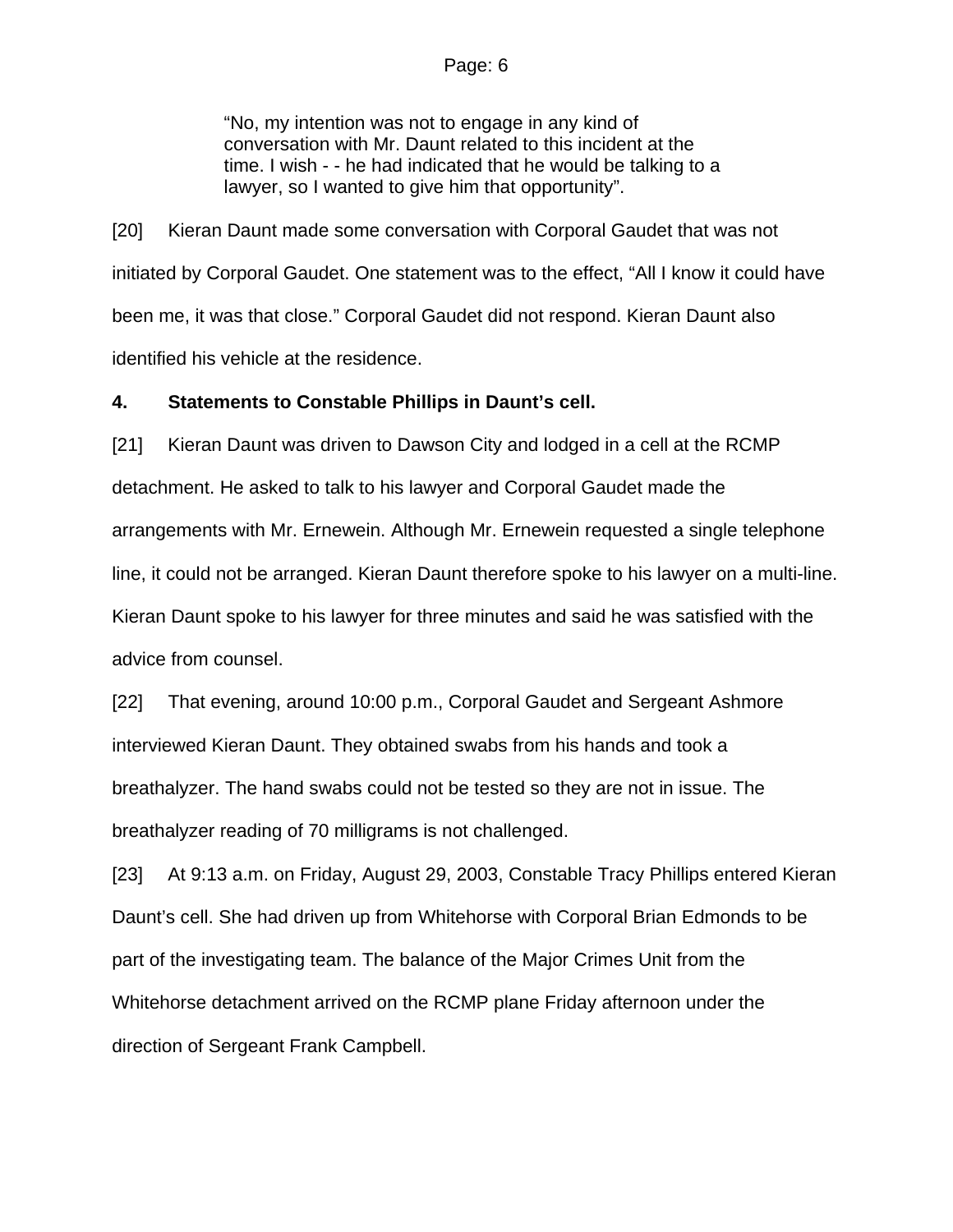> "No, my intention was not to engage in any kind of conversation with Mr. Daunt related to this incident at the time. I wish - - he had indicated that he would be talking to a lawyer, so I wanted to give him that opportunity".

[20] Kieran Daunt made some conversation with Corporal Gaudet that was not initiated by Corporal Gaudet. One statement was to the effect, "All I know it could have been me, it was that close." Corporal Gaudet did not respond. Kieran Daunt also identified his vehicle at the residence.

**4. Statements to Constable Phillips in Daunt's cell.**

[21] Kieran Daunt was driven to Dawson City and lodged in a cell at the RCMP detachment. He asked to talk to his lawyer and Corporal Gaudet made the arrangements with Mr. Ernewein. Although Mr. Ernewein requested a single telephone line, it could not be arranged. Kieran Daunt therefore spoke to his lawyer on a multi-line. Kieran Daunt spoke to his lawyer for three minutes and said he was satisfied with the advice from counsel.

[22] That evening, around 10:00 p.m., Corporal Gaudet and Sergeant Ashmore interviewed Kieran Daunt. They obtained swabs from his hands and took a breathalyzer. The hand swabs could not be tested so they are not in issue. The breathalyzer reading of 70 milligrams is not challenged.

[23] At 9:13 a.m. on Friday, August 29, 2003, Constable Tracy Phillips entered Kieran Daunt's cell. She had driven up from Whitehorse with Corporal Brian Edmonds to be part of the investigating team. The balance of the Major Crimes Unit from the Whitehorse detachment arrived on the RCMP plane Friday afternoon under the direction of Sergeant Frank Campbell.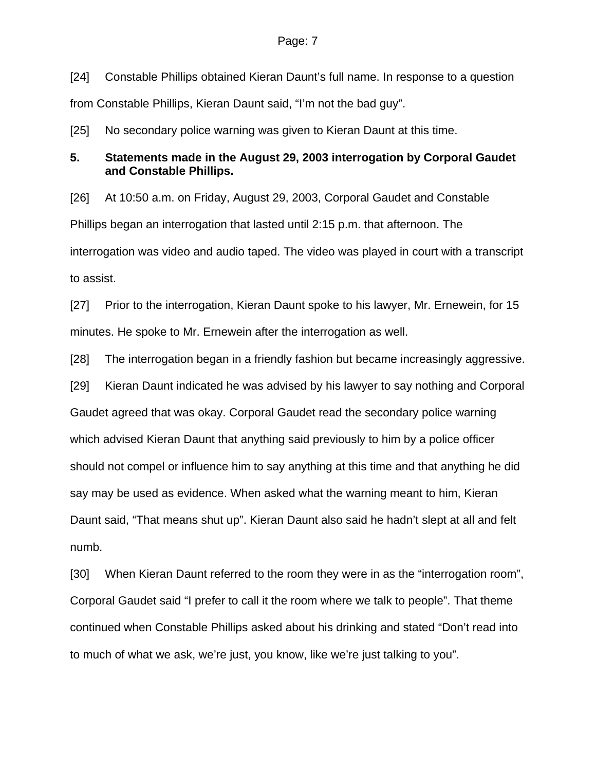[24] Constable Phillips obtained Kieran Daunt's full name. In response to a question from Constable Phillips, Kieran Daunt said, "I'm not the bad guy".

[25] No secondary police warning was given to Kieran Daunt at this time.

### 5. Statements made in the August 29, 2003 interrogation by Corporal Gaudet and Constable Phillips.

[26] At 10:50 a.m. on Friday, August 29, 2003, Corporal Gaudet and Constable Phillips began an interrogation that lasted until 2:15 p.m. that afternoon. The interrogation was video and audio taped. The video was played in court with a transcript to assist.

[27] Prior to the interrogation, Kieran Daunt spoke to his lawyer, Mr. Ernewein, for 15 minutes. He spoke to Mr. Ernewein after the interrogation as well.

[28] The interrogation began in a friendly fashion but became increasingly aggressive.

[29] Kieran Daunt indicated he was advised by his lawyer to say nothing and Corporal Gaudet agreed that was okay. Corporal Gaudet read the secondary police warning which advised Kieran Daunt that anything said previously to him by a police officer should not compel or influence him to say anything at this time and that anything he did say may be used as evidence. When asked what the warning meant to him, Kieran Daunt said, "That means shut up". Kieran Daunt also said he hadn't slept at all and felt numb.

[30] When Kieran Daunt referred to the room they were in as the "interrogation room", Corporal Gaudet said "I prefer to call it the room where we talk to people". That theme continued when Constable Phillips asked about his drinking and stated "Don't read into to much of what we ask, we're just, you know, like we're just talking to you".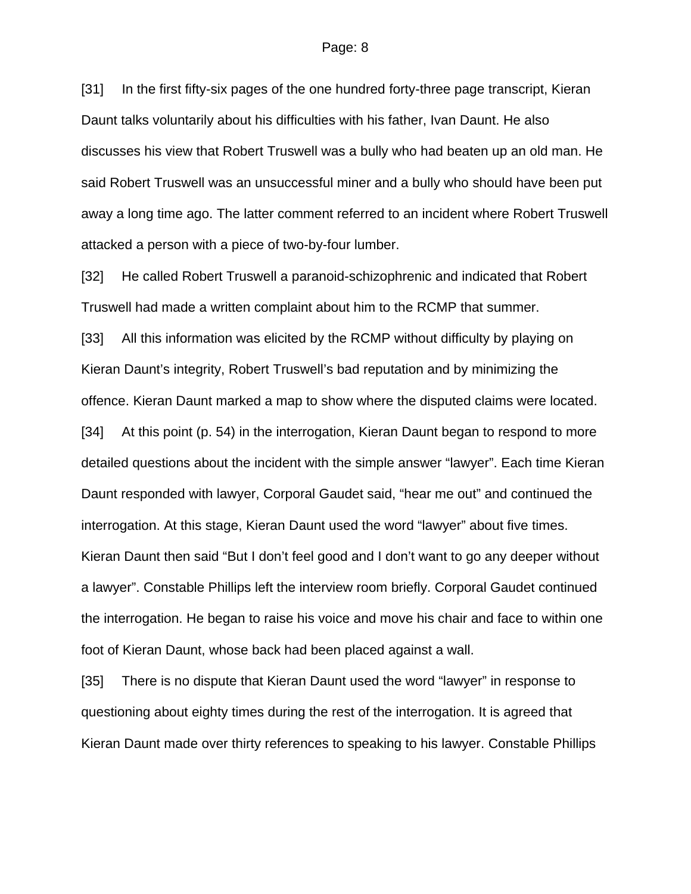[31] In the first fifty-six pages of the one hundred forty-three page transcript, Kieran Daunt talks voluntarily about his difficulties with his father, Ivan Daunt. He also discusses his view that Robert Truswell was a bully who had beaten up an old man. He said Robert Truswell was an unsuccessful miner and a bully who should have been put away a long time ago. The latter comment referred to an incident where Robert Truswell attacked a person with a piece of two-by-four lumber.

[32] He called Robert Truswell a paranoid-schizophrenic and indicated that Robert Truswell had made a written complaint about him to the RCMP that summer.

[33] All this information was elicited by the RCMP without difficulty by playing on Kieran Daunt's integrity, Robert Truswell's bad reputation and by minimizing the offence. Kieran Daunt marked a map to show where the disputed claims were located.

[34] At this point (p. 54) in the interrogation, Kieran Daunt began to respond to more detailed questions about the incident with the simple answer "lawyer". Each time Kieran Daunt responded with lawyer, Corporal Gaudet said, "hear me out" and continued the interrogation. At this stage, Kieran Daunt used the word "lawyer" about five times. Kieran Daunt then said "But I don't feel good and I don't want to go any deeper without a lawyer". Constable Phillips left the interview room briefly. Corporal Gaudet continued the interrogation. He began to raise his voice and move his chair and face to within one foot of Kieran Daunt, whose back had been placed against a wall.

[35] There is no dispute that Kieran Daunt used the word "lawyer" in response to questioning about eighty times during the rest of the interrogation. It is agreed that Kieran Daunt made over thirty references to speaking to his lawyer. Constable Phillips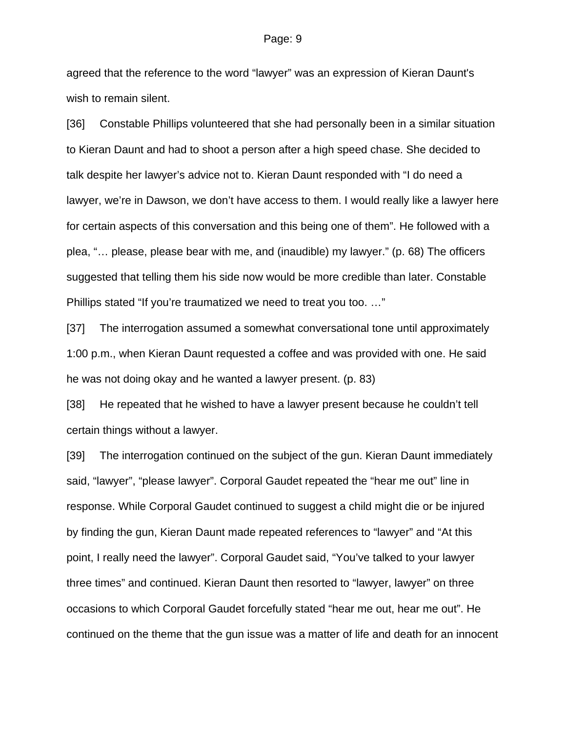agreed that the reference to the word "lawyer" was an expression of Kieran Daunt's wish to remain silent.

[36] Constable Phillips volunteered that she had personally been in a similar situation to Kieran Daunt and had to shoot a person after a high speed chase. She decided to talk despite her lawyer's advice not to. Kieran Daunt responded with "I do need a lawyer, we're in Dawson, we don't have access to them. I would really like a lawyer here for certain aspects of this conversation and this being one of them". He followed with a plea, "… please, please bear with me, and (inaudible) my lawyer." (p. 68) The officers suggested that telling them his side now would be more credible than later. Constable Phillips stated "If you're traumatized we need to treat you too. …"

[37] The interrogation assumed a somewhat conversational tone until approximately 1:00 p.m., when Kieran Daunt requested a coffee and was provided with one. He said he was not doing okay and he wanted a lawyer present. (p. 83)

[38] He repeated that he wished to have a lawyer present because he couldn't tell certain things without a lawyer.

[39] The interrogation continued on the subject of the gun. Kieran Daunt immediately said, "lawyer", "please lawyer". Corporal Gaudet repeated the "hear me out" line in response. While Corporal Gaudet continued to suggest a child might die or be injured by finding the gun, Kieran Daunt made repeated references to "lawyer" and "At this point, I really need the lawyer". Corporal Gaudet said, "You've talked to your lawyer three times" and continued. Kieran Daunt then resorted to "lawyer, lawyer" on three occasions to which Corporal Gaudet forcefully stated "hear me out, hear me out". He continued on the theme that the gun issue was a matter of life and death for an innocent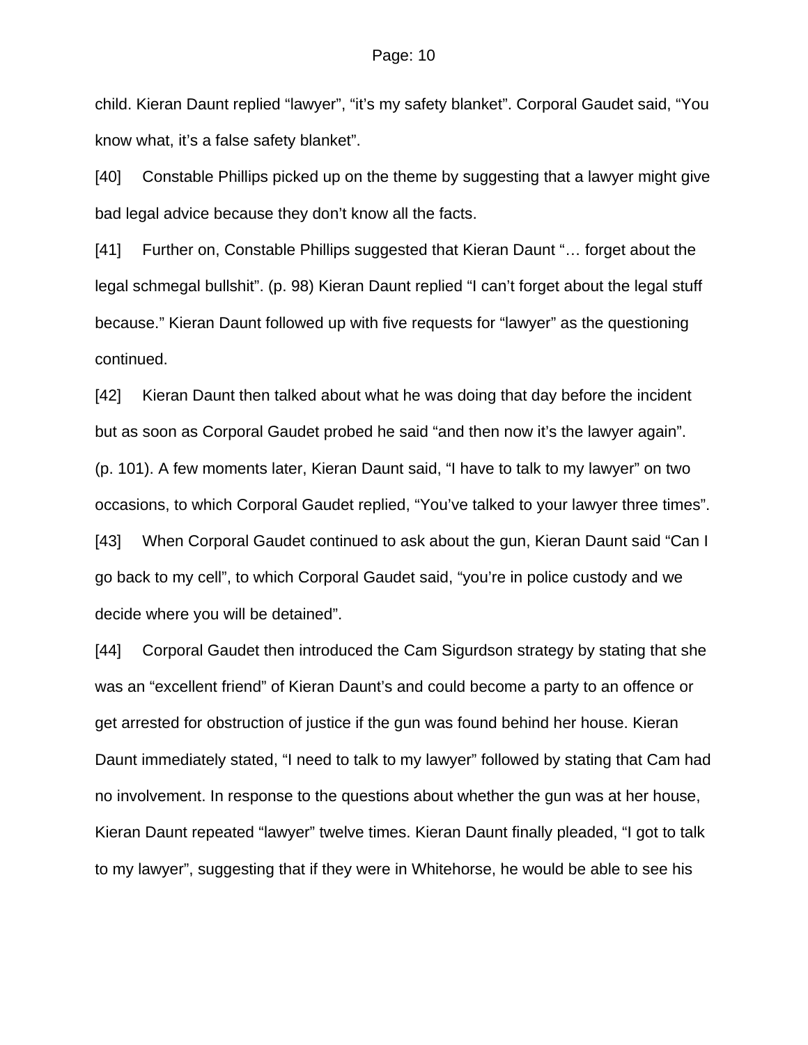child. Kieran Daunt replied “lawyer”, “it’s my safety blanket”. Corporal Gaudet said, “You know what, it’s a false safety blanket”.

[40] Constable Phillips picked up on the theme by suggesting that a lawyer might give bad legal advice because they don’t know all the facts.

[41] Further on, Constable Phillips suggested that Kieran Daunt “… forget about the legal schmegal bullshit”. (p. 98) Kieran Daunt replied “I can’t forget about the legal stuff because.” Kieran Daunt followed up with five requests for “lawyer” as the questioning continued.

[42] Kieran Daunt then talked about what he was doing that day before the incident but as soon as Corporal Gaudet probed he said “and then now it’s the lawyer again”. (p. 101). A few moments later, Kieran Daunt said, “I have to talk to my lawyer” on two occasions, to which Corporal Gaudet replied, “You’ve talked to your lawyer three times”.

[43] When Corporal Gaudet continued to ask about the gun, Kieran Daunt said “Can I go back to my cell”, to which Corporal Gaudet said, “you’re in police custody and we decide where you will be detained”.

[44] Corporal Gaudet then introduced the Cam Sigurdson strategy by stating that she was an “excellent friend” of Kieran Daunt’s and could become a party to an offence or get arrested for obstruction of justice if the gun was found behind her house. Kieran Daunt immediately stated, “I need to talk to my lawyer” followed by stating that Cam had no involvement. In response to the questions about whether the gun was at her house, Kieran Daunt repeated “lawyer” twelve times. Kieran Daunt finally pleaded, “I got to talk to my lawyer”, suggesting that if they were in Whitehorse, he would be able to see his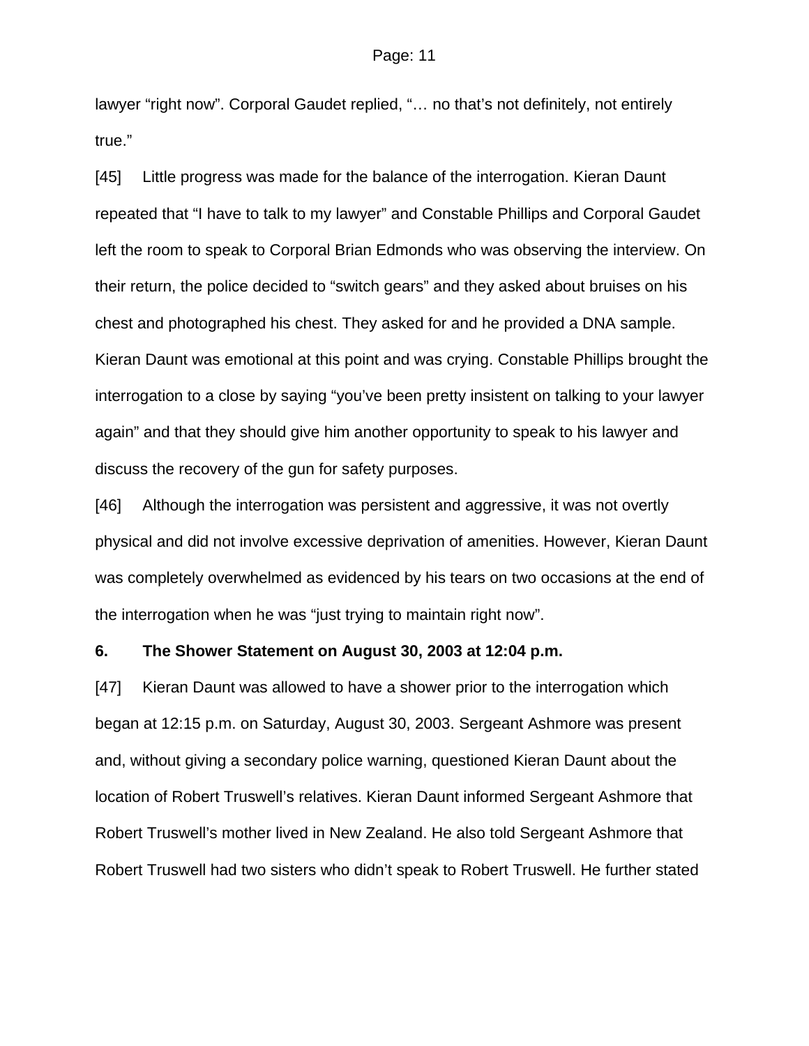lawyer “right now”. Corporal Gaudet replied, “… no that’s not definitely, not entirely true.”

[45] Little progress was made for the balance of the interrogation. Kieran Daunt repeated that “I have to talk to my lawyer” and Constable Phillips and Corporal Gaudet left the room to speak to Corporal Brian Edmonds who was observing the interview. On their return, the police decided to “switch gears” and they asked about bruises on his chest and photographed his chest. They asked for and he provided a DNA sample. Kieran Daunt was emotional at this point and was crying. Constable Phillips brought the interrogation to a close by saying “you’ve been pretty insistent on talking to your lawyer again” and that they should give him another opportunity to speak to his lawyer and discuss the recovery of the gun for safety purposes.

[46] Although the interrogation was persistent and aggressive, it was not overtly physical and did not involve excessive deprivation of amenities. However, Kieran Daunt was completely overwhelmed as evidenced by his tears on two occasions at the end of the interrogation when he was “just trying to maintain right now”.

### 6. The Shower Statement on August 30, 2003 at 12:04 p.m.

[47] Kieran Daunt was allowed to have a shower prior to the interrogation which began at 12:15 p.m. on Saturday, August 30, 2003. Sergeant Ashmore was present and, without giving a secondary police warning, questioned Kieran Daunt about the location of Robert Truswell’s relatives. Kieran Daunt informed Sergeant Ashmore that Robert Truswell’s mother lived in New Zealand. He also told Sergeant Ashmore that Robert Truswell had two sisters who didn’t speak to Robert Truswell. He further stated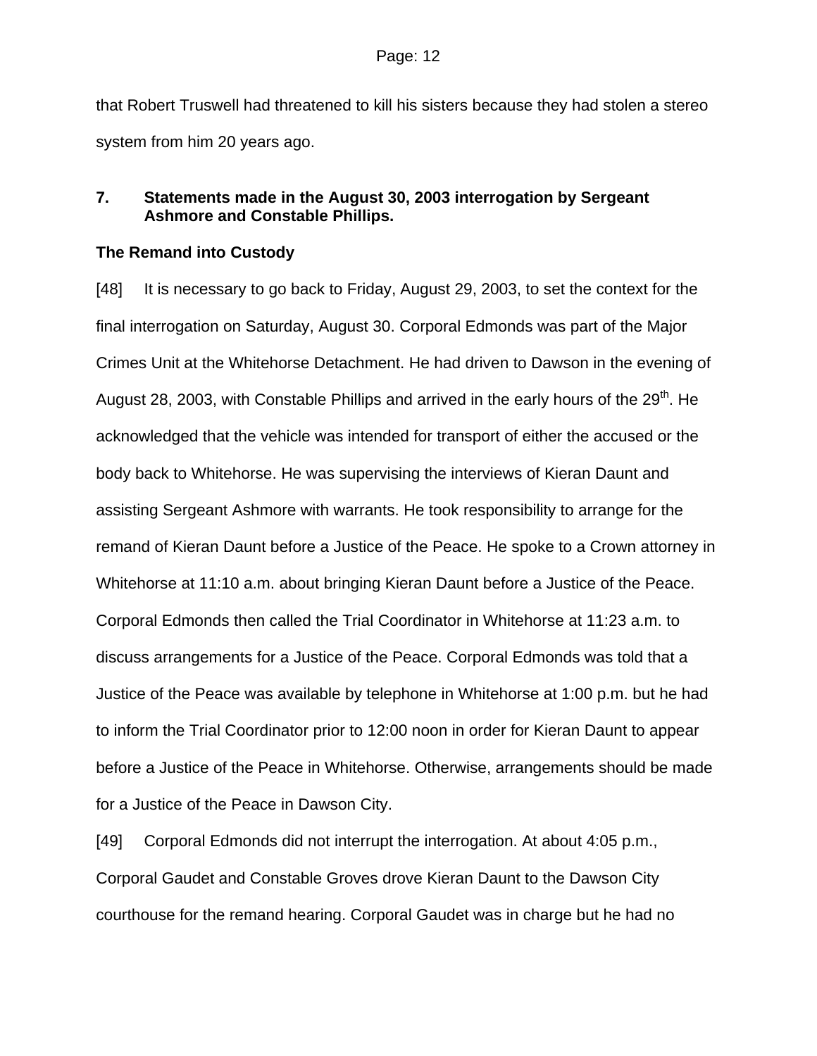that Robert Truswell had threatened to kill his sisters because they had stolen a stereo system from him 20 years ago.

**7. Statements made in the August 30, 2003 interrogation by Sergeant Ashmore and Constable Phillips.**

**The Remand into Custody**

[48] It is necessary to go back to Friday, August 29, 2003, to set the context for the final interrogation on Saturday, August 30. Corporal Edmonds was part of the Major Crimes Unit at the Whitehorse Detachment. He had driven to Dawson in the evening of August 28, 2003, with Constable Phillips and arrived in the early hours of the 29th. He acknowledged that the vehicle was intended for transport of either the accused or the body back to Whitehorse. He was supervising the interviews of Kieran Daunt and assisting Sergeant Ashmore with warrants. He took responsibility to arrange for the remand of Kieran Daunt before a Justice of the Peace. He spoke to a Crown attorney in Whitehorse at 11:10 a.m. about bringing Kieran Daunt before a Justice of the Peace. Corporal Edmonds then called the Trial Coordinator in Whitehorse at 11:23 a.m. to discuss arrangements for a Justice of the Peace. Corporal Edmonds was told that a Justice of the Peace was available by telephone in Whitehorse at 1:00 p.m. but he had to inform the Trial Coordinator prior to 12:00 noon in order for Kieran Daunt to appear before a Justice of the Peace in Whitehorse. Otherwise, arrangements should be made for a Justice of the Peace in Dawson City.

[49] Corporal Edmonds did not interrupt the interrogation. At about 4:05 p.m., Corporal Gaudet and Constable Groves drove Kieran Daunt to the Dawson City courthouse for the remand hearing. Corporal Gaudet was in charge but he had no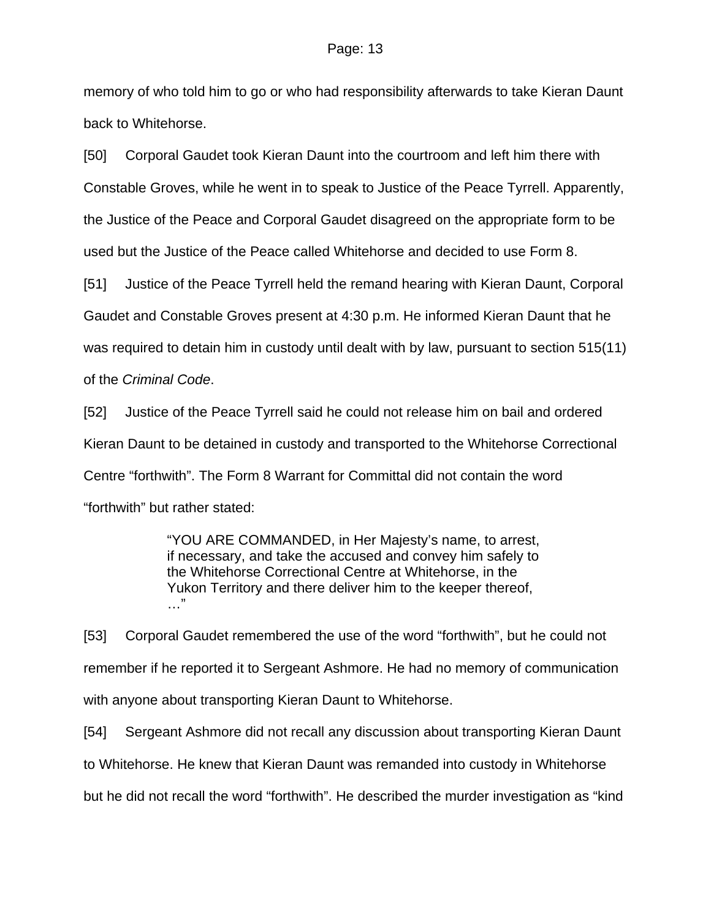memory of who told him to go or who had responsibility afterwards to take Kieran Daunt back to Whitehorse.

[50] Corporal Gaudet took Kieran Daunt into the courtroom and left him there with Constable Groves, while he went in to speak to Justice of the Peace Tyrrell. Apparently, the Justice of the Peace and Corporal Gaudet disagreed on the appropriate form to be used but the Justice of the Peace called Whitehorse and decided to use Form 8.

[51] Justice of the Peace Tyrrell held the remand hearing with Kieran Daunt, Corporal Gaudet and Constable Groves present at 4:30 p.m. He informed Kieran Daunt that he was required to detain him in custody until dealt with by law, pursuant to section 515(11) of the *Criminal Code*.

[52] Justice of the Peace Tyrrell said he could not release him on bail and ordered Kieran Daunt to be detained in custody and transported to the Whitehorse Correctional Centre "forthwith". The Form 8 Warrant for Committal did not contain the word "forthwith" but rather stated:

> "YOU ARE COMMANDED, in Her Majesty's name, to arrest, if necessary, and take the accused and convey him safely to the Whitehorse Correctional Centre at Whitehorse, in the Yukon Territory and there deliver him to the keeper thereof, …"

[53] Corporal Gaudet remembered the use of the word "forthwith", but he could not remember if he reported it to Sergeant Ashmore. He had no memory of communication with anyone about transporting Kieran Daunt to Whitehorse.

[54] Sergeant Ashmore did not recall any discussion about transporting Kieran Daunt to Whitehorse. He knew that Kieran Daunt was remanded into custody in Whitehorse but he did not recall the word "forthwith". He described the murder investigation as "kind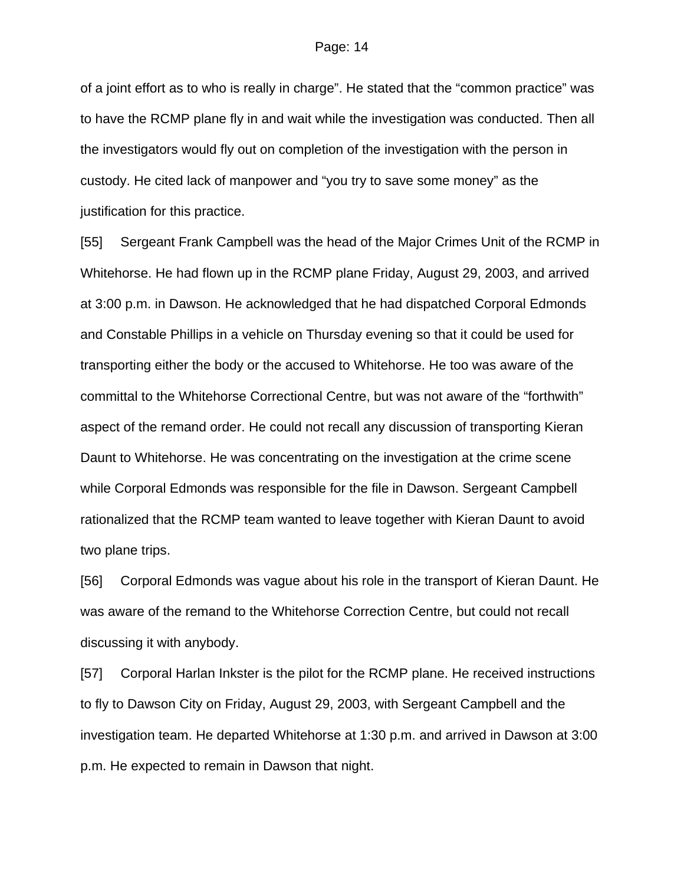of a joint effort as to who is really in charge". He stated that the "common practice" was to have the RCMP plane fly in and wait while the investigation was conducted. Then all the investigators would fly out on completion of the investigation with the person in custody. He cited lack of manpower and "you try to save some money" as the justification for this practice.

[55] Sergeant Frank Campbell was the head of the Major Crimes Unit of the RCMP in Whitehorse. He had flown up in the RCMP plane Friday, August 29, 2003, and arrived at 3:00 p.m. in Dawson. He acknowledged that he had dispatched Corporal Edmonds and Constable Phillips in a vehicle on Thursday evening so that it could be used for transporting either the body or the accused to Whitehorse. He too was aware of the committal to the Whitehorse Correctional Centre, but was not aware of the "forthwith" aspect of the remand order. He could not recall any discussion of transporting Kieran Daunt to Whitehorse. He was concentrating on the investigation at the crime scene while Corporal Edmonds was responsible for the file in Dawson. Sergeant Campbell rationalized that the RCMP team wanted to leave together with Kieran Daunt to avoid two plane trips.

[56] Corporal Edmonds was vague about his role in the transport of Kieran Daunt. He was aware of the remand to the Whitehorse Correction Centre, but could not recall discussing it with anybody.

[57] Corporal Harlan Inkster is the pilot for the RCMP plane. He received instructions to fly to Dawson City on Friday, August 29, 2003, with Sergeant Campbell and the investigation team. He departed Whitehorse at 1:30 p.m. and arrived in Dawson at 3:00 p.m. He expected to remain in Dawson that night.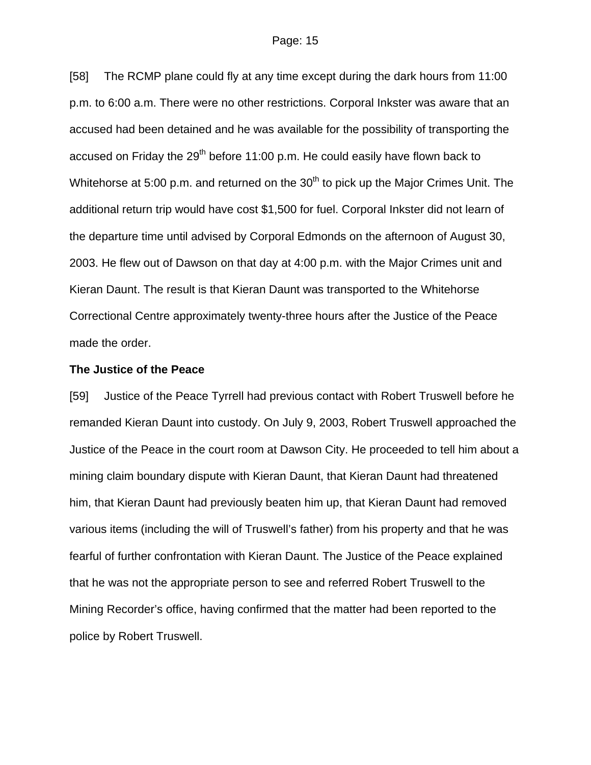[58] The RCMP plane could fly at any time except during the dark hours from 11:00 p.m. to 6:00 a.m. There were no other restrictions. Corporal Inkster was aware that an accused had been detained and he was available for the possibility of transporting the accused on Friday the 29th before 11:00 p.m. He could easily have flown back to Whitehorse at 5:00 p.m. and returned on the 30th to pick up the Major Crimes Unit. The additional return trip would have cost $1,500 for fuel. Corporal Inkster did not learn of the departure time until advised by Corporal Edmonds on the afternoon of August 30, 2003. He flew out of Dawson on that day at 4:00 p.m. with the Major Crimes unit and Kieran Daunt. The result is that Kieran Daunt was transported to the Whitehorse Correctional Centre approximately twenty-three hours after the Justice of the Peace made the order.

**The Justice of the Peace**

[59] Justice of the Peace Tyrrell had previous contact with Robert Truswell before he remanded Kieran Daunt into custody. On July 9, 2003, Robert Truswell approached the Justice of the Peace in the court room at Dawson City. He proceeded to tell him about a mining claim boundary dispute with Kieran Daunt, that Kieran Daunt had threatened him, that Kieran Daunt had previously beaten him up, that Kieran Daunt had removed various items (including the will of Truswell's father) from his property and that he was fearful of further confrontation with Kieran Daunt. The Justice of the Peace explained that he was not the appropriate person to see and referred Robert Truswell to the Mining Recorder's office, having confirmed that the matter had been reported to the police by Robert Truswell.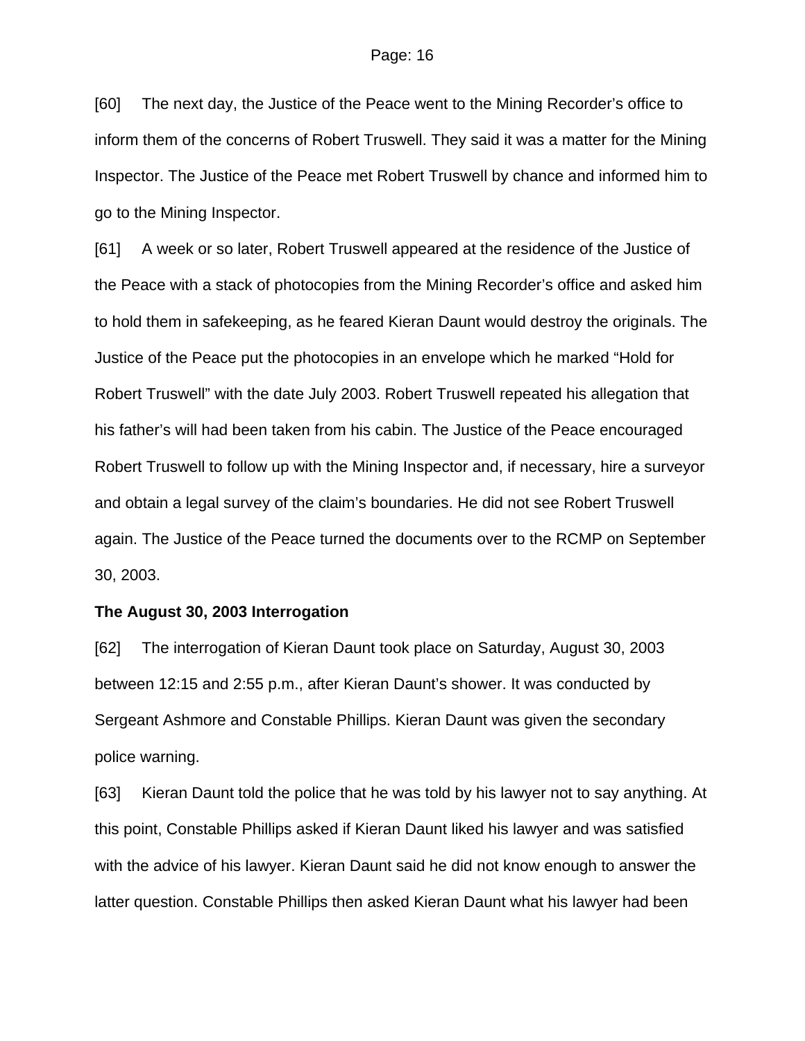[60] The next day, the Justice of the Peace went to the Mining Recorder's office to inform them of the concerns of Robert Truswell. They said it was a matter for the Mining Inspector. The Justice of the Peace met Robert Truswell by chance and informed him to go to the Mining Inspector.

[61] A week or so later, Robert Truswell appeared at the residence of the Justice of the Peace with a stack of photocopies from the Mining Recorder's office and asked him to hold them in safekeeping, as he feared Kieran Daunt would destroy the originals. The Justice of the Peace put the photocopies in an envelope which he marked "Hold for Robert Truswell" with the date July 2003. Robert Truswell repeated his allegation that his father's will had been taken from his cabin. The Justice of the Peace encouraged Robert Truswell to follow up with the Mining Inspector and, if necessary, hire a surveyor and obtain a legal survey of the claim's boundaries. He did not see Robert Truswell again. The Justice of the Peace turned the documents over to the RCMP on September 30, 2003.

**The August 30, 2003 Interrogation**

[62] The interrogation of Kieran Daunt took place on Saturday, August 30, 2003 between 12:15 and 2:55 p.m., after Kieran Daunt's shower. It was conducted by Sergeant Ashmore and Constable Phillips. Kieran Daunt was given the secondary police warning.

[63] Kieran Daunt told the police that he was told by his lawyer not to say anything. At this point, Constable Phillips asked if Kieran Daunt liked his lawyer and was satisfied with the advice of his lawyer. Kieran Daunt said he did not know enough to answer the latter question. Constable Phillips then asked Kieran Daunt what his lawyer had been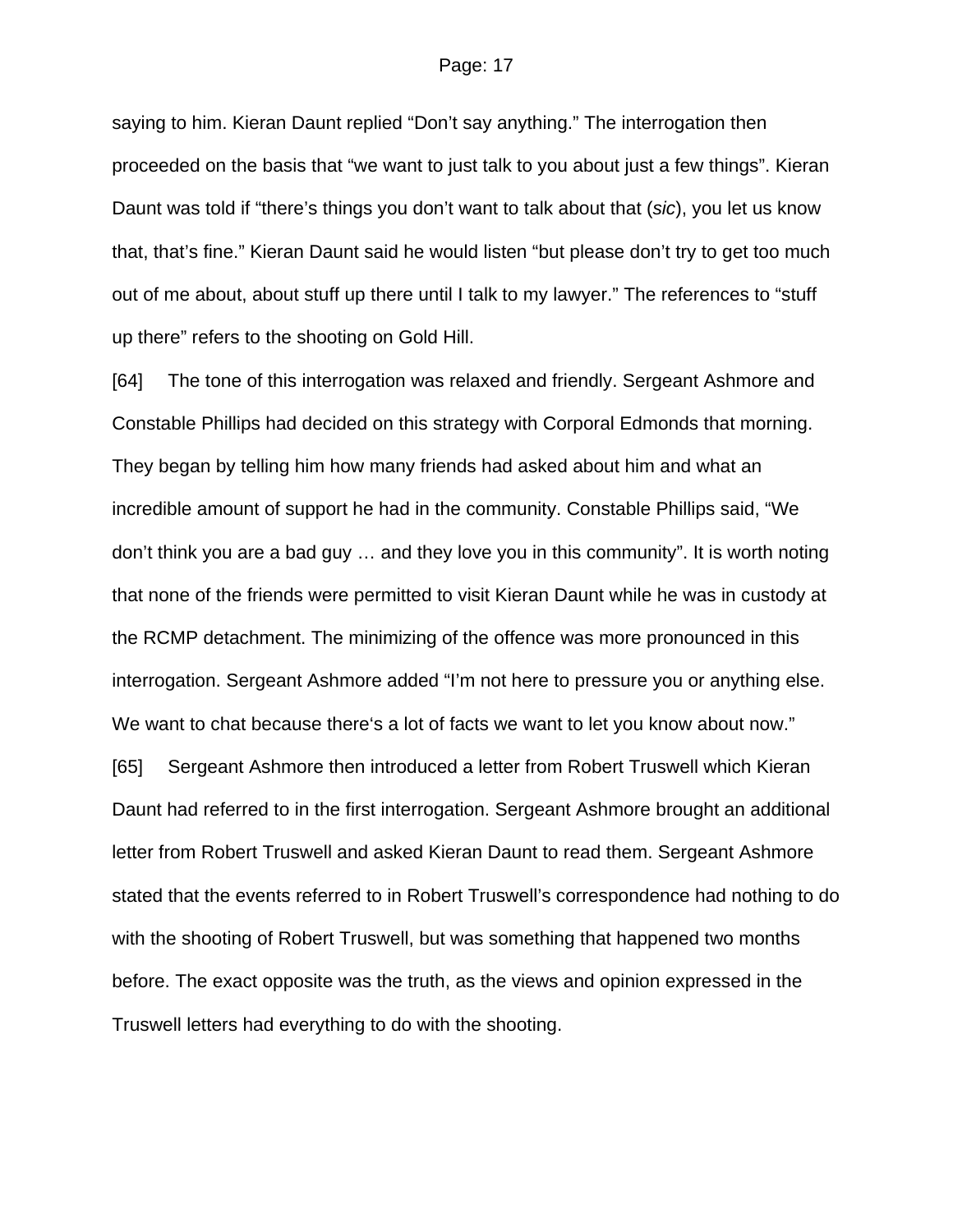saying to him. Kieran Daunt replied "Don't say anything." The interrogation then proceeded on the basis that "we want to just talk to you about just a few things". Kieran Daunt was told if "there's things you don't want to talk about that (*sic*), you let us know that, that's fine." Kieran Daunt said he would listen "but please don't try to get too much out of me about, about stuff up there until I talk to my lawyer." The references to "stuff up there" refers to the shooting on Gold Hill.

[64] The tone of this interrogation was relaxed and friendly. Sergeant Ashmore and Constable Phillips had decided on this strategy with Corporal Edmonds that morning. They began by telling him how many friends had asked about him and what an incredible amount of support he had in the community. Constable Phillips said, "We don't think you are a bad guy … and they love you in this community". It is worth noting that none of the friends were permitted to visit Kieran Daunt while he was in custody at the RCMP detachment. The minimizing of the offence was more pronounced in this interrogation. Sergeant Ashmore added "I'm not here to pressure you or anything else. We want to chat because there's a lot of facts we want to let you know about now."

[65] Sergeant Ashmore then introduced a letter from Robert Truswell which Kieran Daunt had referred to in the first interrogation. Sergeant Ashmore brought an additional letter from Robert Truswell and asked Kieran Daunt to read them. Sergeant Ashmore stated that the events referred to in Robert Truswell's correspondence had nothing to do with the shooting of Robert Truswell, but was something that happened two months before. The exact opposite was the truth, as the views and opinion expressed in the Truswell letters had everything to do with the shooting.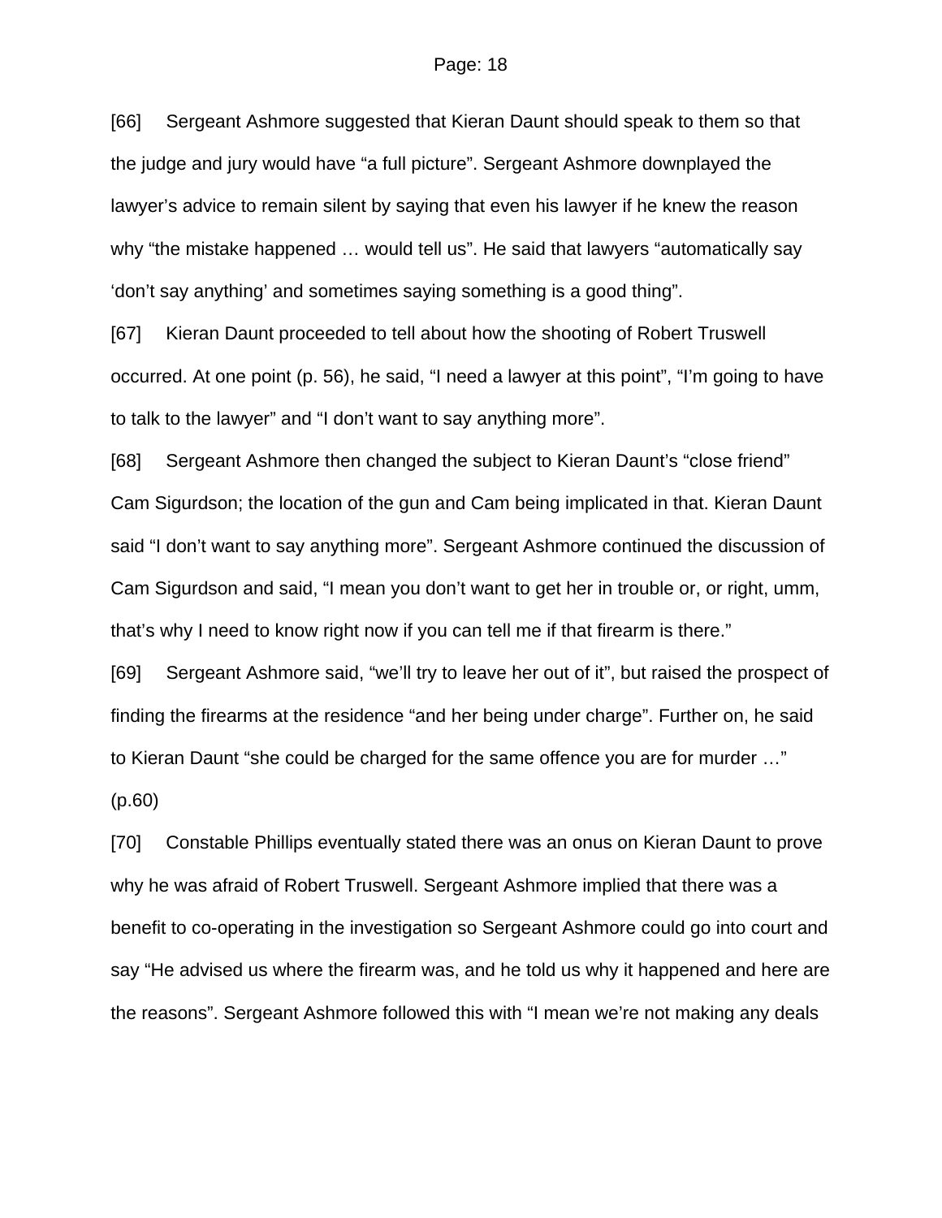[66] Sergeant Ashmore suggested that Kieran Daunt should speak to them so that the judge and jury would have “a full picture”. Sergeant Ashmore downplayed the lawyer’s advice to remain silent by saying that even his lawyer if he knew the reason why “the mistake happened … would tell us”. He said that lawyers “automatically say ‘don’t say anything’ and sometimes saying something is a good thing”.

[67] Kieran Daunt proceeded to tell about how the shooting of Robert Truswell occurred. At one point (p. 56), he said, “I need a lawyer at this point”, “I’m going to have to talk to the lawyer” and “I don’t want to say anything more”.

[68] Sergeant Ashmore then changed the subject to Kieran Daunt’s “close friend” Cam Sigurdson; the location of the gun and Cam being implicated in that. Kieran Daunt said “I don’t want to say anything more”. Sergeant Ashmore continued the discussion of Cam Sigurdson and said, “I mean you don’t want to get her in trouble or, or right, umm, that’s why I need to know right now if you can tell me if that firearm is there.”

[69] Sergeant Ashmore said, “we’ll try to leave her out of it”, but raised the prospect of finding the firearms at the residence “and her being under charge”. Further on, he said to Kieran Daunt “she could be charged for the same offence you are for murder …” (p.60)

[70] Constable Phillips eventually stated there was an onus on Kieran Daunt to prove why he was afraid of Robert Truswell. Sergeant Ashmore implied that there was a benefit to co-operating in the investigation so Sergeant Ashmore could go into court and say “He advised us where the firearm was, and he told us why it happened and here are the reasons”. Sergeant Ashmore followed this with “I mean we’re not making any deals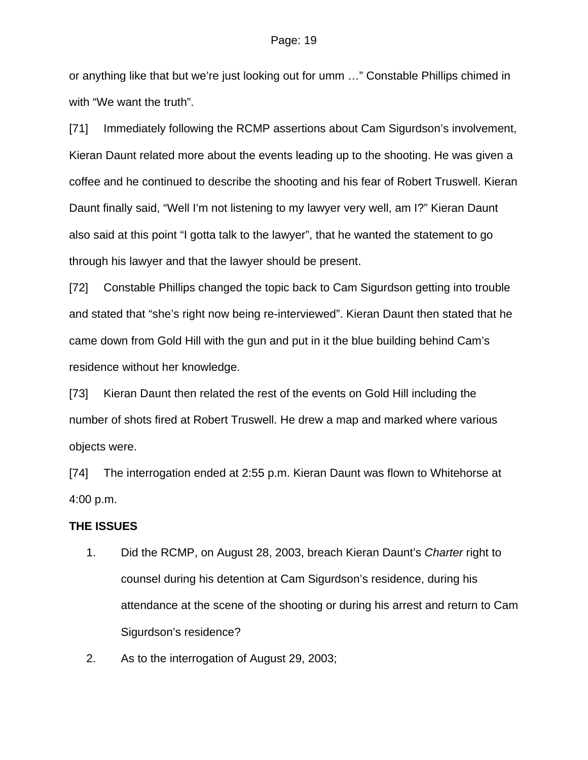or anything like that but we're just looking out for umm …" Constable Phillips chimed in with "We want the truth".

[71] Immediately following the RCMP assertions about Cam Sigurdson's involvement, Kieran Daunt related more about the events leading up to the shooting. He was given a coffee and he continued to describe the shooting and his fear of Robert Truswell. Kieran Daunt finally said, "Well I'm not listening to my lawyer very well, am I?" Kieran Daunt also said at this point "I gotta talk to the lawyer", that he wanted the statement to go through his lawyer and that the lawyer should be present.

[72] Constable Phillips changed the topic back to Cam Sigurdson getting into trouble and stated that "she's right now being re-interviewed". Kieran Daunt then stated that he came down from Gold Hill with the gun and put in it the blue building behind Cam's residence without her knowledge.

[73] Kieran Daunt then related the rest of the events on Gold Hill including the number of shots fired at Robert Truswell. He drew a map and marked where various objects were.

[74] The interrogation ended at 2:55 p.m. Kieran Daunt was flown to Whitehorse at 4:00 p.m.

**THE ISSUES**

1. Did the RCMP, on August 28, 2003, breach Kieran Daunt's *Charter* right to counsel during his detention at Cam Sigurdson's residence, during his attendance at the scene of the shooting or during his arrest and return to Cam Sigurdson's residence?

2. As to the interrogation of August 29, 2003;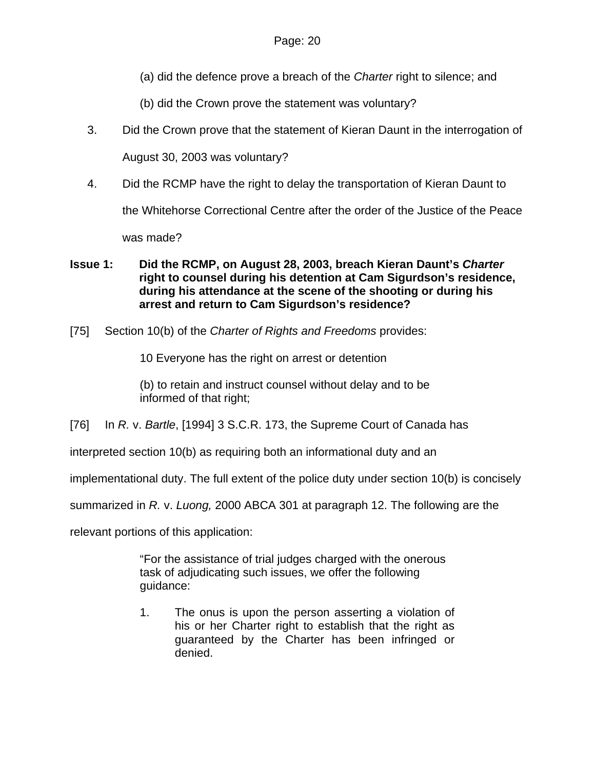(a) did the defence prove a breach of the *Charter* right to silence; and

(b) did the Crown prove the statement was voluntary?

3. Did the Crown prove that the statement of Kieran Daunt in the interrogation of August 30, 2003 was voluntary?

4. Did the RCMP have the right to delay the transportation of Kieran Daunt to the Whitehorse Correctional Centre after the order of the Justice of the Peace was made?

**Issue 1: Did the RCMP, on August 28, 2003, breach Kieran Daunt's *Charter* right to counsel during his detention at Cam Sigurdson's residence, during his attendance at the scene of the shooting or during his arrest and return to Cam Sigurdson's residence?**

[75] Section 10(b) of the *Charter of Rights and Freedoms* provides:

> 10 Everyone has the right on arrest or detention
>
> (b) to retain and instruct counsel without delay and to be informed of that right;

[76] In *R.* v. *Bartle*, [1994] 3 S.C.R. 173, the Supreme Court of Canada has interpreted section 10(b) as requiring both an informational duty and an implementational duty. The full extent of the police duty under section 10(b) is concisely summarized in *R.* v. *Luong,* 2000 ABCA 301 at paragraph 12. The following are the relevant portions of this application:

> "For the assistance of trial judges charged with the onerous task of adjudicating such issues, we offer the following guidance:
>
> 1. The onus is upon the person asserting a violation of his or her Charter right to establish that the right as guaranteed by the Charter has been infringed or denied.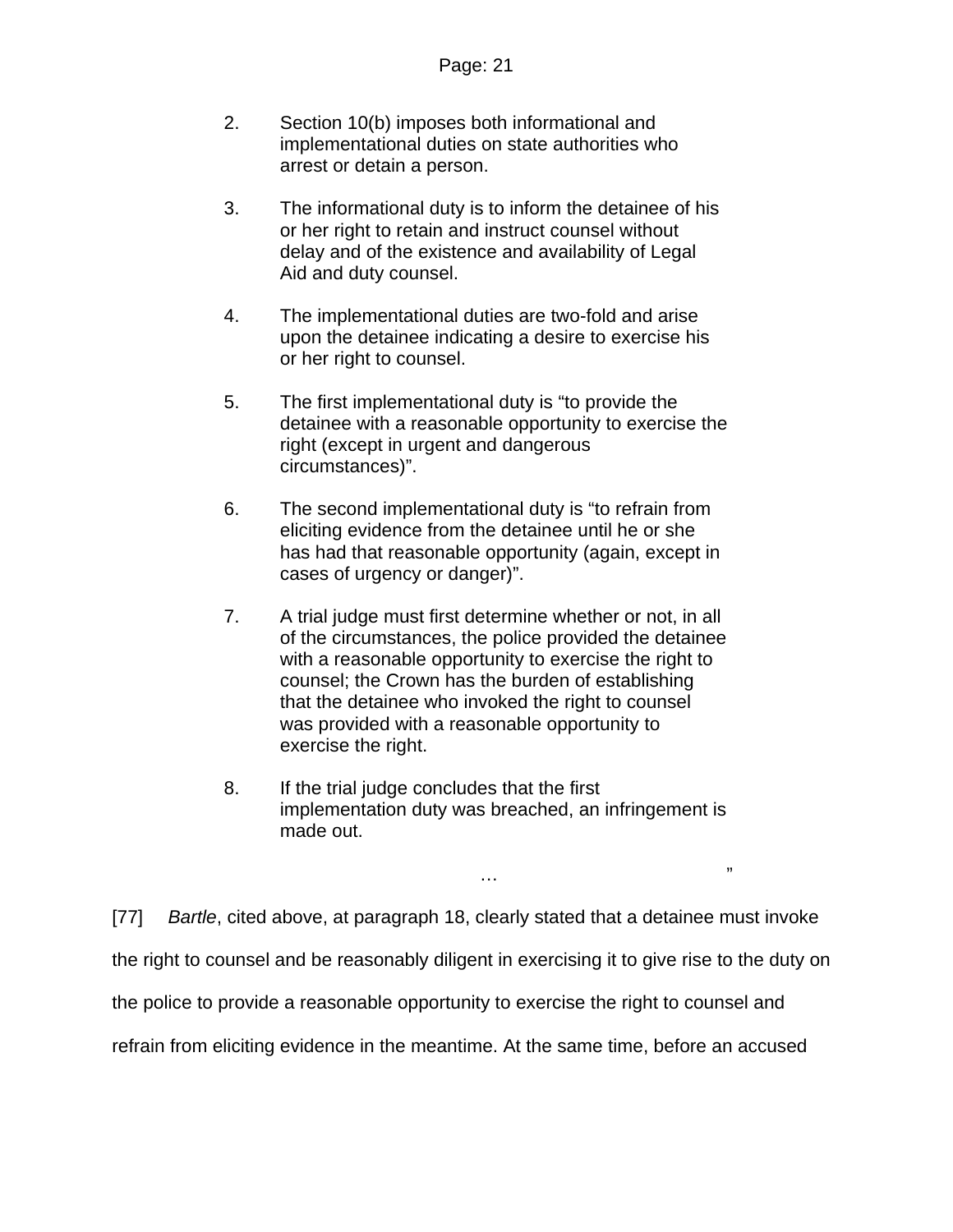> 2. Section 10(b) imposes both informational and implementational duties on state authorities who arrest or detain a person.
>
> 3. The informational duty is to inform the detainee of his or her right to retain and instruct counsel without delay and of the existence and availability of Legal Aid and duty counsel.
>
> 4. The implementational duties are two-fold and arise upon the detainee indicating a desire to exercise his or her right to counsel.
>
> 5. The first implementational duty is "to provide the detainee with a reasonable opportunity to exercise the right (except in urgent and dangerous circumstances)".
>
> 6. The second implementational duty is "to refrain from eliciting evidence from the detainee until he or she has had that reasonable opportunity (again, except in cases of urgency or danger)".
>
> 7. A trial judge must first determine whether or not, in all of the circumstances, the police provided the detainee with a reasonable opportunity to exercise the right to counsel; the Crown has the burden of establishing that the detainee who invoked the right to counsel was provided with a reasonable opportunity to exercise the right.
>
> 8. If the trial judge concludes that the first implementation duty was breached, an infringement is made out.
>
> … "

[77] *Bartle*, cited above, at paragraph 18, clearly stated that a detainee must invoke the right to counsel and be reasonably diligent in exercising it to give rise to the duty on the police to provide a reasonable opportunity to exercise the right to counsel and refrain from eliciting evidence in the meantime. At the same time, before an accused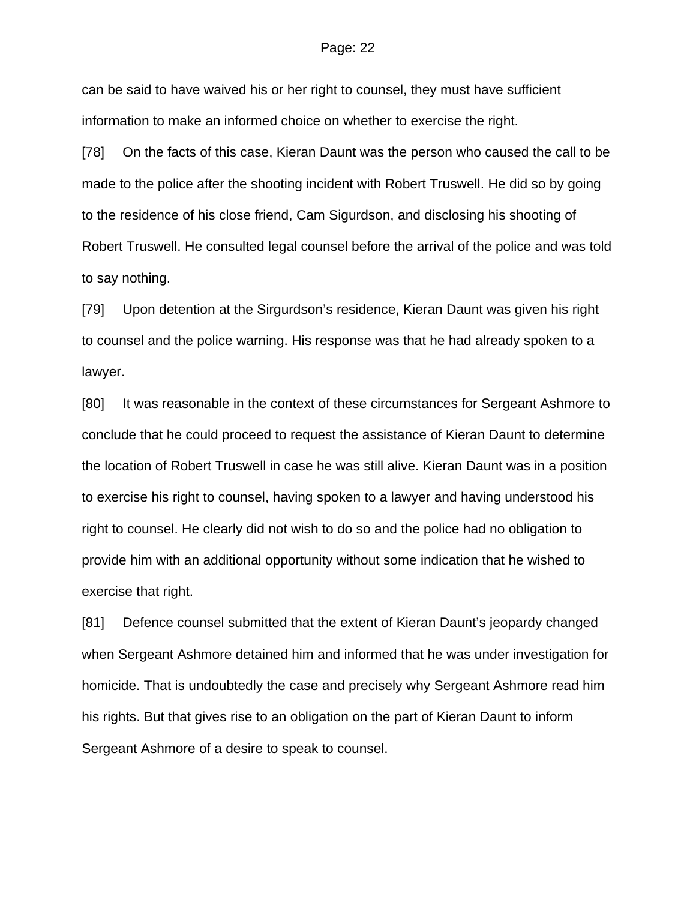can be said to have waived his or her right to counsel, they must have sufficient information to make an informed choice on whether to exercise the right.

[78] On the facts of this case, Kieran Daunt was the person who caused the call to be made to the police after the shooting incident with Robert Truswell. He did so by going to the residence of his close friend, Cam Sigurdson, and disclosing his shooting of Robert Truswell. He consulted legal counsel before the arrival of the police and was told to say nothing.

[79] Upon detention at the Sirgurdson's residence, Kieran Daunt was given his right to counsel and the police warning. His response was that he had already spoken to a lawyer.

[80] It was reasonable in the context of these circumstances for Sergeant Ashmore to conclude that he could proceed to request the assistance of Kieran Daunt to determine the location of Robert Truswell in case he was still alive. Kieran Daunt was in a position to exercise his right to counsel, having spoken to a lawyer and having understood his right to counsel. He clearly did not wish to do so and the police had no obligation to provide him with an additional opportunity without some indication that he wished to exercise that right.

[81] Defence counsel submitted that the extent of Kieran Daunt's jeopardy changed when Sergeant Ashmore detained him and informed that he was under investigation for homicide. That is undoubtedly the case and precisely why Sergeant Ashmore read him his rights. But that gives rise to an obligation on the part of Kieran Daunt to inform Sergeant Ashmore of a desire to speak to counsel.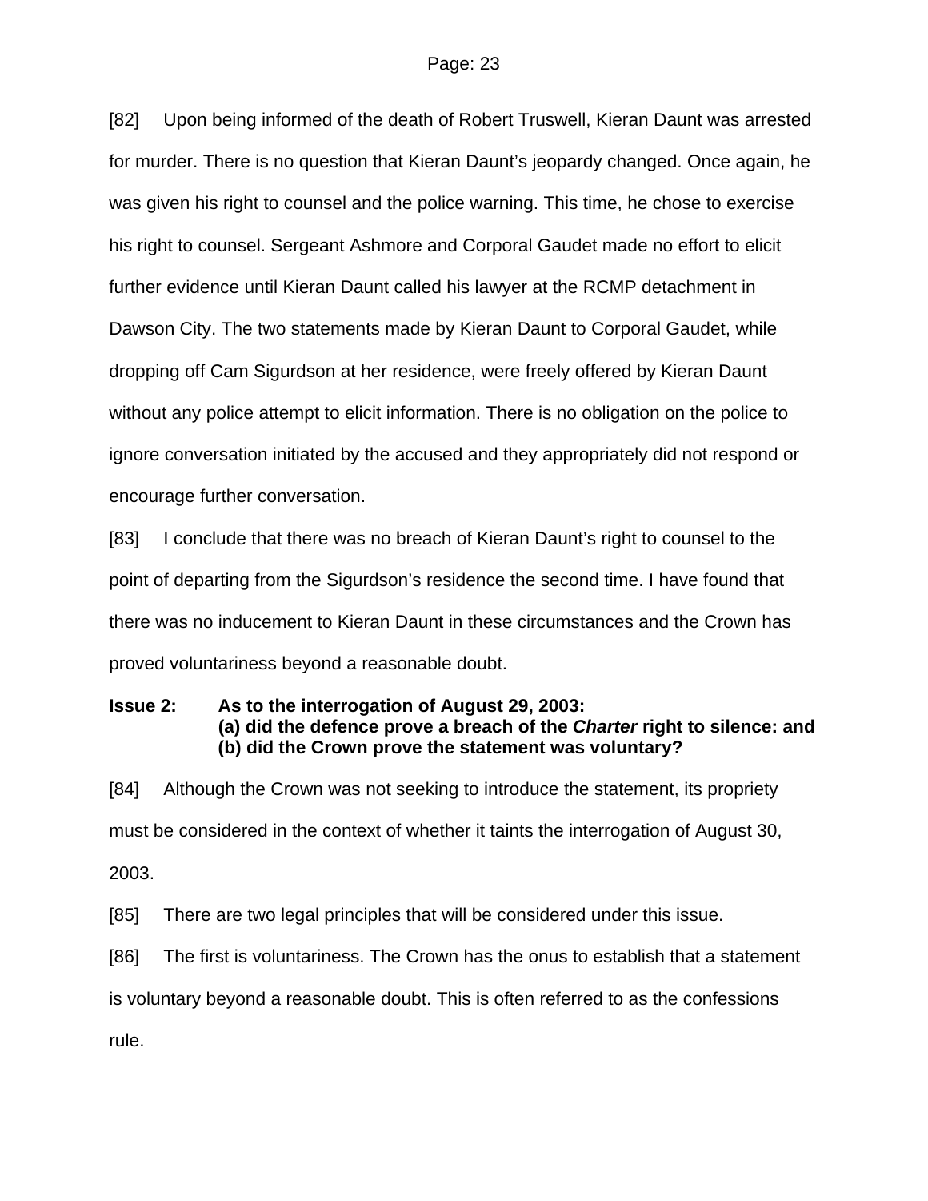[82] Upon being informed of the death of Robert Truswell, Kieran Daunt was arrested for murder. There is no question that Kieran Daunt's jeopardy changed. Once again, he was given his right to counsel and the police warning. This time, he chose to exercise his right to counsel. Sergeant Ashmore and Corporal Gaudet made no effort to elicit further evidence until Kieran Daunt called his lawyer at the RCMP detachment in Dawson City. The two statements made by Kieran Daunt to Corporal Gaudet, while dropping off Cam Sigurdson at her residence, were freely offered by Kieran Daunt without any police attempt to elicit information. There is no obligation on the police to ignore conversation initiated by the accused and they appropriately did not respond or encourage further conversation.

[83] I conclude that there was no breach of Kieran Daunt's right to counsel to the point of departing from the Sigurdson's residence the second time. I have found that there was no inducement to Kieran Daunt in these circumstances and the Crown has proved voluntariness beyond a reasonable doubt.

**Issue 2: As to the interrogation of August 29, 2003:**
**(a) did the defence prove a breach of the *Charter* right to silence: and**
**(b) did the Crown prove the statement was voluntary?**

[84] Although the Crown was not seeking to introduce the statement, its propriety must be considered in the context of whether it taints the interrogation of August 30, 2003.

[85] There are two legal principles that will be considered under this issue.

[86] The first is voluntariness. The Crown has the onus to establish that a statement is voluntary beyond a reasonable doubt. This is often referred to as the confessions rule.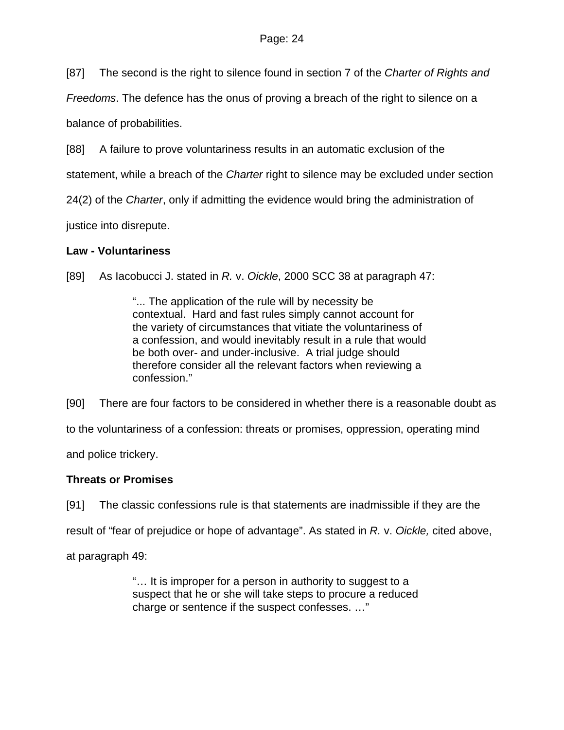[87] The second is the right to silence found in section 7 of the *Charter of Rights and Freedoms*. The defence has the onus of proving a breach of the right to silence on a balance of probabilities.

[88] A failure to prove voluntariness results in an automatic exclusion of the statement, while a breach of the *Charter* right to silence may be excluded under section 24(2) of the *Charter*, only if admitting the evidence would bring the administration of justice into disrepute.

**Law - Voluntariness**

[89] As Iacobucci J. stated in *R.* v. *Oickle*, 2000 SCC 38 at paragraph 47:

> "... The application of the rule will by necessity be contextual. Hard and fast rules simply cannot account for the variety of circumstances that vitiate the voluntariness of a confession, and would inevitably result in a rule that would be both over- and under-inclusive. A trial judge should therefore consider all the relevant factors when reviewing a confession."

[90] There are four factors to be considered in whether there is a reasonable doubt as to the voluntariness of a confession: threats or promises, oppression, operating mind and police trickery.

**Threats or Promises**

[91] The classic confessions rule is that statements are inadmissible if they are the result of "fear of prejudice or hope of advantage". As stated in *R.* v. *Oickle,* cited above, at paragraph 49:

> "… It is improper for a person in authority to suggest to a suspect that he or she will take steps to procure a reduced charge or sentence if the suspect confesses. …"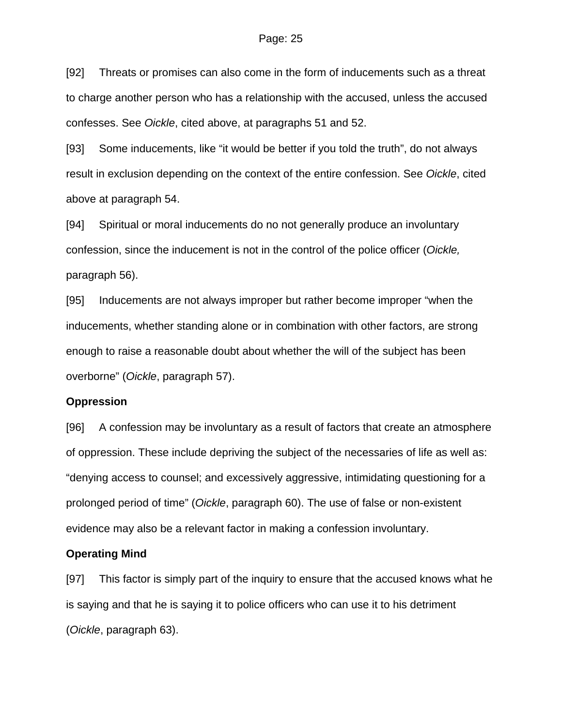[92] Threats or promises can also come in the form of inducements such as a threat to charge another person who has a relationship with the accused, unless the accused confesses. See *Oickle*, cited above, at paragraphs 51 and 52.

[93] Some inducements, like "it would be better if you told the truth", do not always result in exclusion depending on the context of the entire confession. See *Oickle*, cited above at paragraph 54.

[94] Spiritual or moral inducements do no not generally produce an involuntary confession, since the inducement is not in the control of the police officer (*Oickle,* paragraph 56).

[95] Inducements are not always improper but rather become improper "when the inducements, whether standing alone or in combination with other factors, are strong enough to raise a reasonable doubt about whether the will of the subject has been overborne" (*Oickle*, paragraph 57).

**Oppression**

[96] A confession may be involuntary as a result of factors that create an atmosphere of oppression. These include depriving the subject of the necessaries of life as well as: "denying access to counsel; and excessively aggressive, intimidating questioning for a prolonged period of time" (*Oickle*, paragraph 60). The use of false or non-existent evidence may also be a relevant factor in making a confession involuntary.

**Operating Mind**

[97] This factor is simply part of the inquiry to ensure that the accused knows what he is saying and that he is saying it to police officers who can use it to his detriment (*Oickle*, paragraph 63).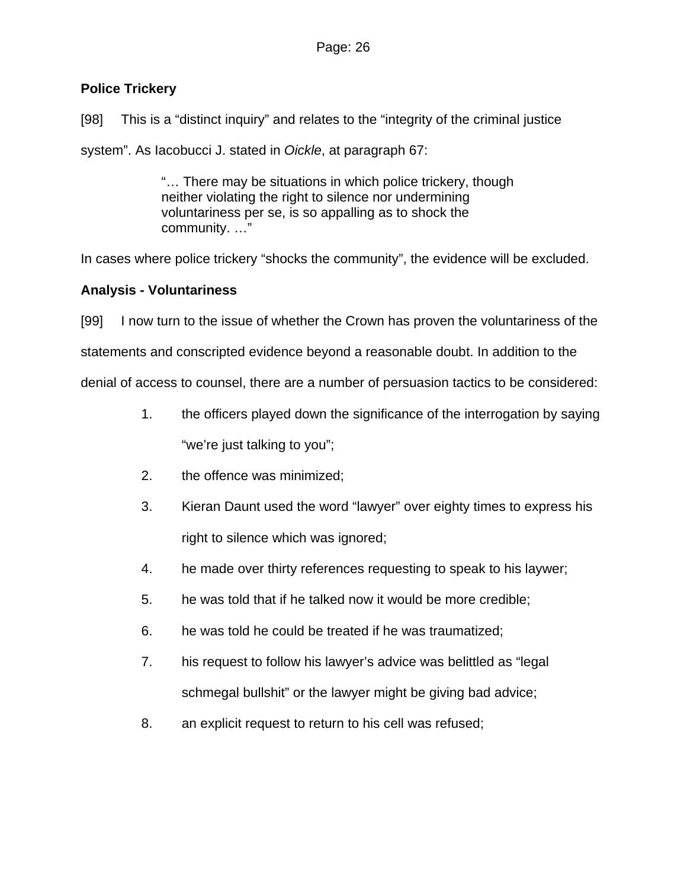**Police Trickery**

[98] This is a “distinct inquiry” and relates to the “integrity of the criminal justice system”. As Iacobucci J. stated in *Oickle*, at paragraph 67:

> “… There may be situations in which police trickery, though neither violating the right to silence nor undermining voluntariness per se, is so appalling as to shock the community. …”

In cases where police trickery “shocks the community”, the evidence will be excluded.

**Analysis - Voluntariness**

[99] I now turn to the issue of whether the Crown has proven the voluntariness of the statements and conscripted evidence beyond a reasonable doubt. In addition to the denial of access to counsel, there are a number of persuasion tactics to be considered:

1. the officers played down the significance of the interrogation by saying “we’re just talking to you”;
2. the offence was minimized;
3. Kieran Daunt used the word “lawyer” over eighty times to express his right to silence which was ignored;
4. he made over thirty references requesting to speak to his laywer;
5. he was told that if he talked now it would be more credible;
6. he was told he could be treated if he was traumatized;
7. his request to follow his lawyer’s advice was belittled as “legal schmegal bullshit” or the lawyer might be giving bad advice;
8. an explicit request to return to his cell was refused;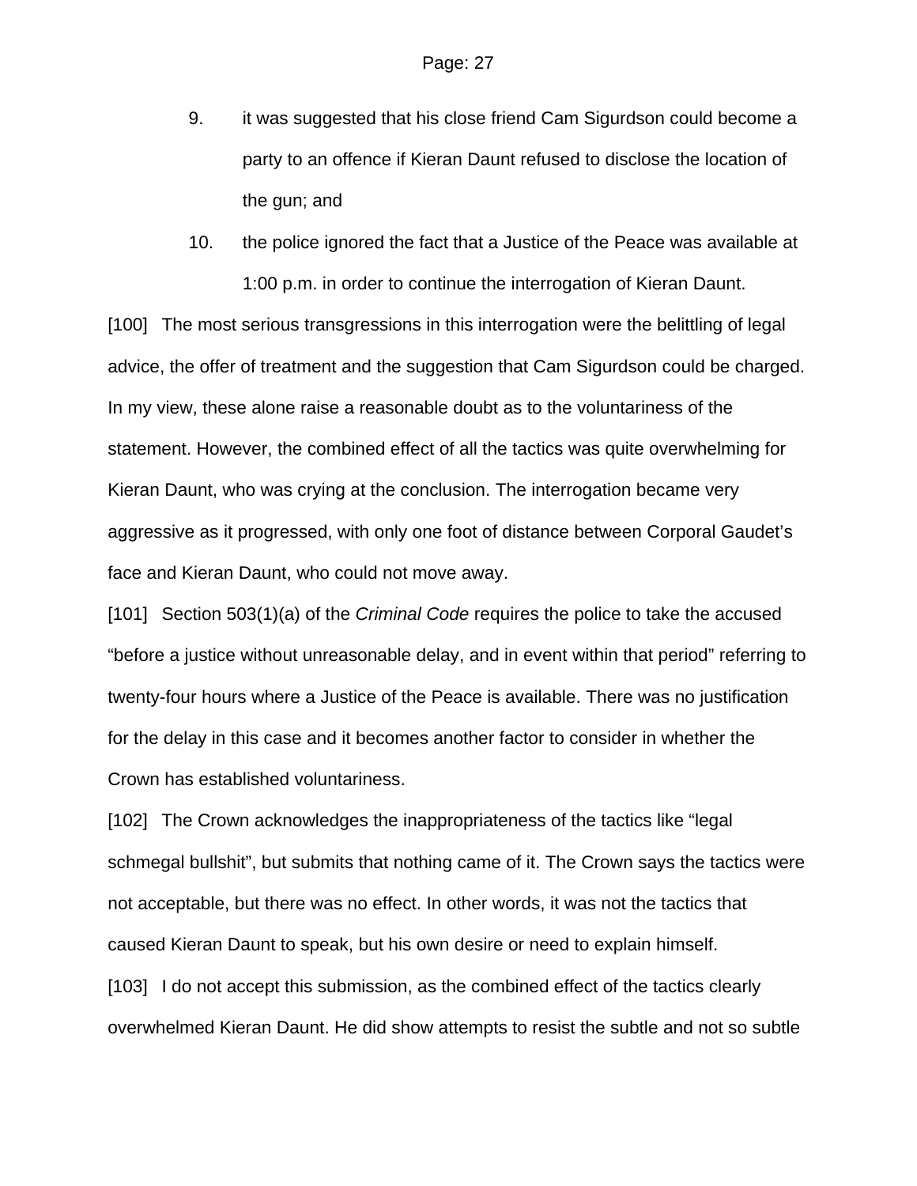9. it was suggested that his close friend Cam Sigurdson could become a party to an offence if Kieran Daunt refused to disclose the location of the gun; and

10. the police ignored the fact that a Justice of the Peace was available at 1:00 p.m. in order to continue the interrogation of Kieran Daunt.

[100] The most serious transgressions in this interrogation were the belittling of legal advice, the offer of treatment and the suggestion that Cam Sigurdson could be charged. In my view, these alone raise a reasonable doubt as to the voluntariness of the statement. However, the combined effect of all the tactics was quite overwhelming for Kieran Daunt, who was crying at the conclusion. The interrogation became very aggressive as it progressed, with only one foot of distance between Corporal Gaudet's face and Kieran Daunt, who could not move away.

[101] Section 503(1)(a) of the *Criminal Code* requires the police to take the accused "before a justice without unreasonable delay, and in event within that period" referring to twenty-four hours where a Justice of the Peace is available. There was no justification for the delay in this case and it becomes another factor to consider in whether the Crown has established voluntariness.

[102] The Crown acknowledges the inappropriateness of the tactics like "legal schmegal bullshit", but submits that nothing came of it. The Crown says the tactics were not acceptable, but there was no effect. In other words, it was not the tactics that caused Kieran Daunt to speak, but his own desire or need to explain himself.

[103] I do not accept this submission, as the combined effect of the tactics clearly overwhelmed Kieran Daunt. He did show attempts to resist the subtle and not so subtle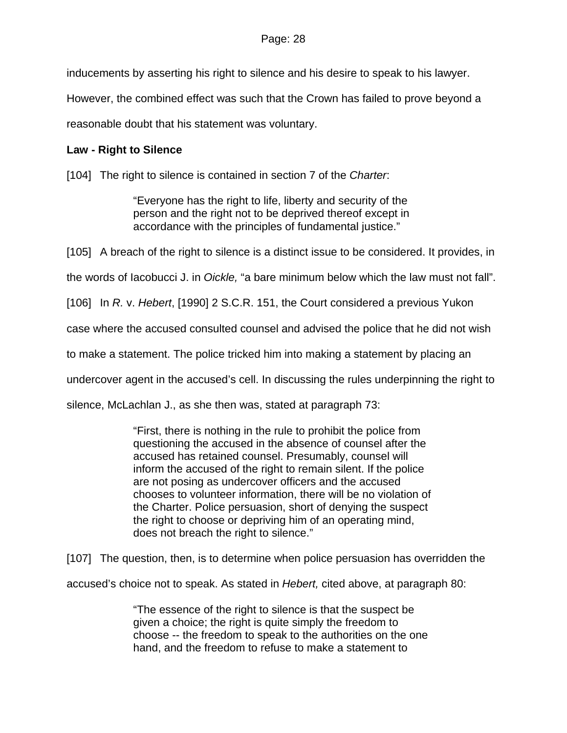inducements by asserting his right to silence and his desire to speak to his lawyer. However, the combined effect was such that the Crown has failed to prove beyond a reasonable doubt that his statement was voluntary.

**Law - Right to Silence**

[104] The right to silence is contained in section 7 of the *Charter*:

> "Everyone has the right to life, liberty and security of the person and the right not to be deprived thereof except in accordance with the principles of fundamental justice."

[105] A breach of the right to silence is a distinct issue to be considered. It provides, in the words of Iacobucci J. in *Oickle,* "a bare minimum below which the law must not fall".

[106] In *R.* v. *Hebert*, [1990] 2 S.C.R. 151, the Court considered a previous Yukon case where the accused consulted counsel and advised the police that he did not wish to make a statement. The police tricked him into making a statement by placing an undercover agent in the accused's cell. In discussing the rules underpinning the right to silence, McLachlan J., as she then was, stated at paragraph 73:

> "First, there is nothing in the rule to prohibit the police from questioning the accused in the absence of counsel after the accused has retained counsel. Presumably, counsel will inform the accused of the right to remain silent. If the police are not posing as undercover officers and the accused chooses to volunteer information, there will be no violation of the Charter. Police persuasion, short of denying the suspect the right to choose or depriving him of an operating mind, does not breach the right to silence."

[107] The question, then, is to determine when police persuasion has overridden the accused's choice not to speak. As stated in *Hebert,* cited above, at paragraph 80:

> "The essence of the right to silence is that the suspect be given a choice; the right is quite simply the freedom to choose -- the freedom to speak to the authorities on the one hand, and the freedom to refuse to make a statement to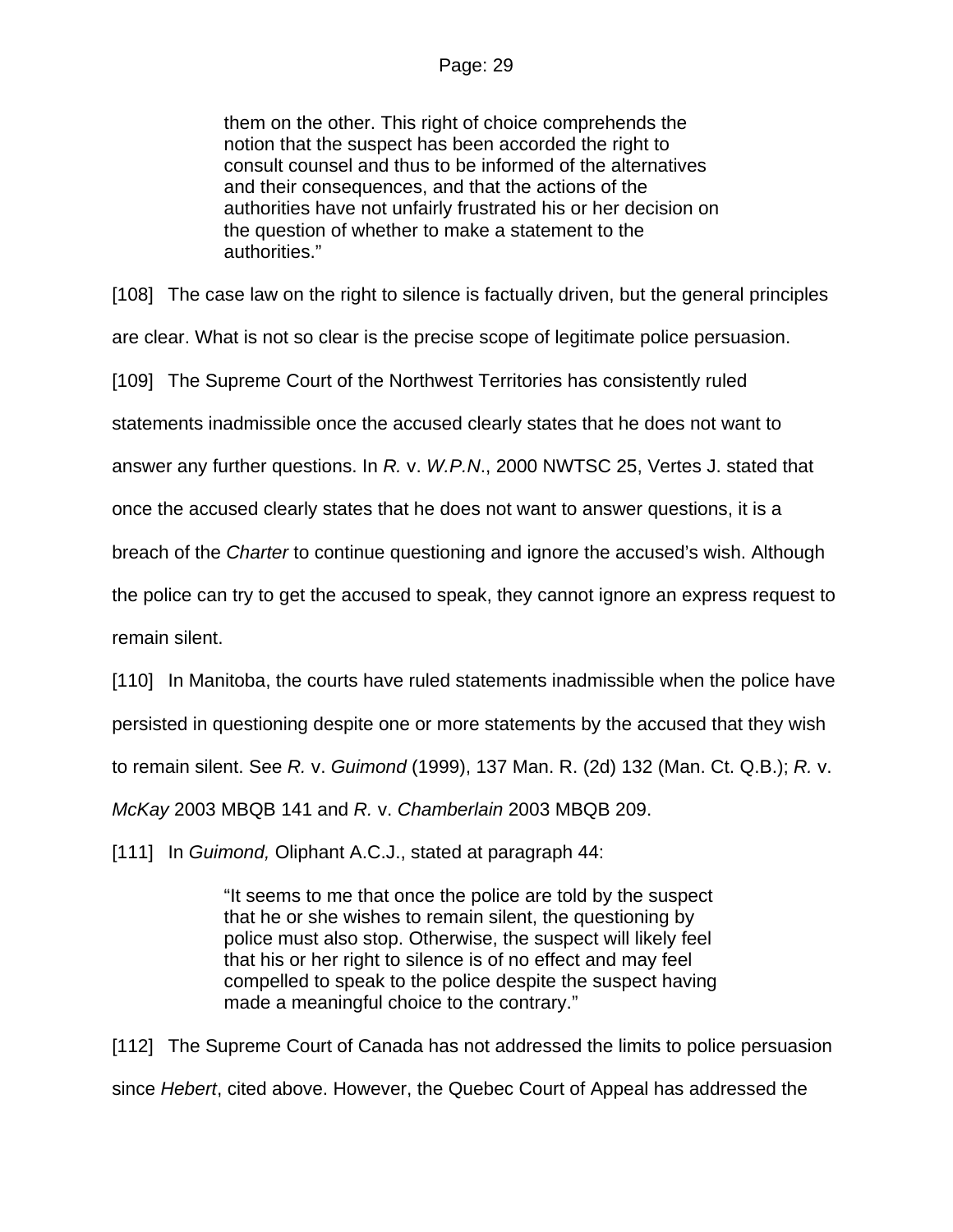> them on the other. This right of choice comprehends the notion that the suspect has been accorded the right to consult counsel and thus to be informed of the alternatives and their consequences, and that the actions of the authorities have not unfairly frustrated his or her decision on the question of whether to make a statement to the authorities."

[108] The case law on the right to silence is factually driven, but the general principles are clear. What is not so clear is the precise scope of legitimate police persuasion.

[109] The Supreme Court of the Northwest Territories has consistently ruled statements inadmissible once the accused clearly states that he does not want to answer any further questions. In *R.* v. *W.P.N*., 2000 NWTSC 25, Vertes J. stated that once the accused clearly states that he does not want to answer questions, it is a breach of the *Charter* to continue questioning and ignore the accused's wish. Although the police can try to get the accused to speak, they cannot ignore an express request to remain silent.

[110] In Manitoba, the courts have ruled statements inadmissible when the police have persisted in questioning despite one or more statements by the accused that they wish to remain silent. See *R.* v. *Guimond* (1999), 137 Man. R. (2d) 132 (Man. Ct. Q.B.); *R.* v. *McKay* 2003 MBQB 141 and *R.* v. *Chamberlain* 2003 MBQB 209.

[111] In *Guimond,* Oliphant A.C.J., stated at paragraph 44:

> "It seems to me that once the police are told by the suspect that he or she wishes to remain silent, the questioning by police must also stop. Otherwise, the suspect will likely feel that his or her right to silence is of no effect and may feel compelled to speak to the police despite the suspect having made a meaningful choice to the contrary."

[112] The Supreme Court of Canada has not addressed the limits to police persuasion since *Hebert*, cited above. However, the Quebec Court of Appeal has addressed the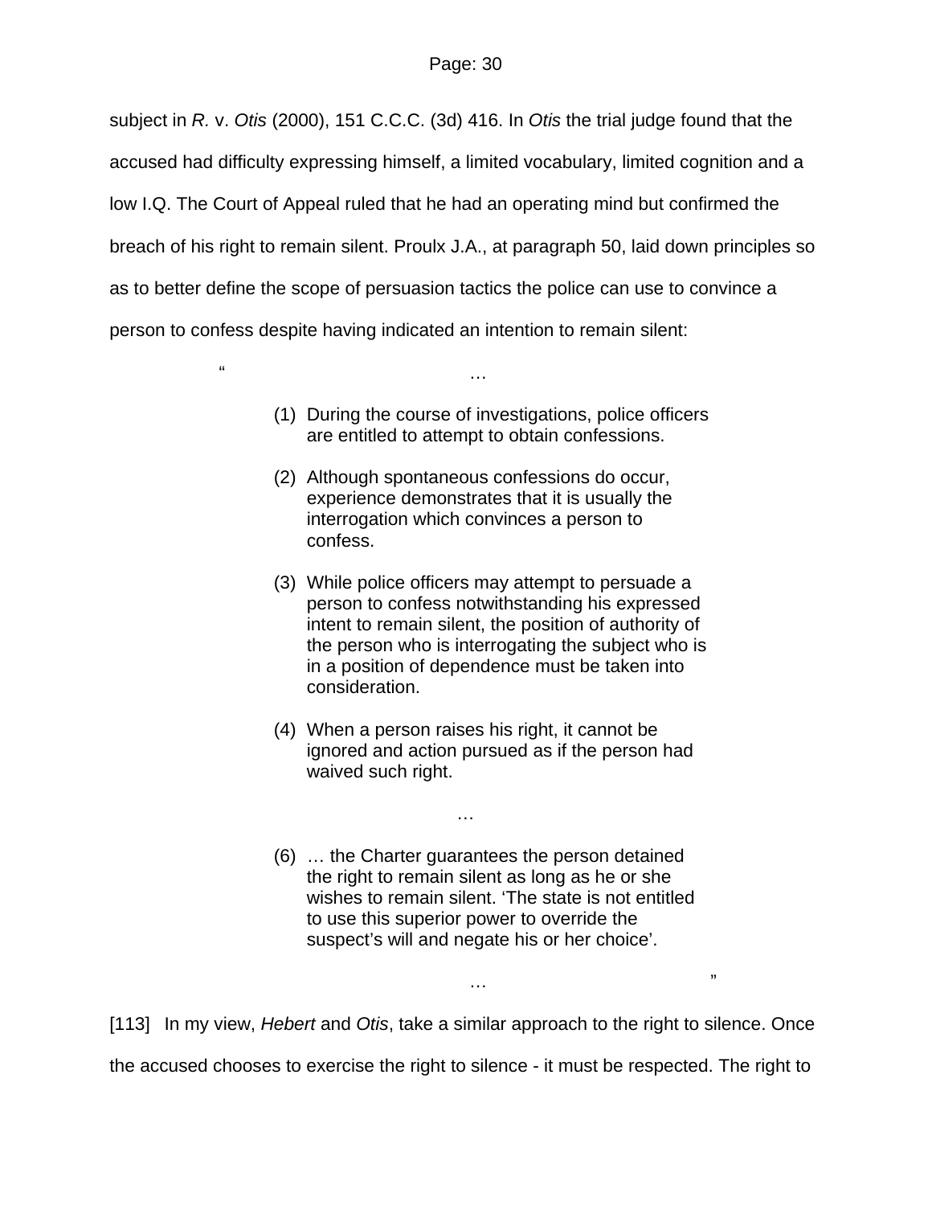subject in *R.* v. *Otis* (2000), 151 C.C.C. (3d) 416. In *Otis* the trial judge found that the accused had difficulty expressing himself, a limited vocabulary, limited cognition and a low I.Q. The Court of Appeal ruled that he had an operating mind but confirmed the breach of his right to remain silent. Proulx J.A., at paragraph 50, laid down principles so as to better define the scope of persuasion tactics the police can use to convince a person to confess despite having indicated an intention to remain silent:

> “ …
>
> (1) During the course of investigations, police officers are entitled to attempt to obtain confessions.
>
> (2) Although spontaneous confessions do occur, experience demonstrates that it is usually the interrogation which convinces a person to confess.
>
> (3) While police officers may attempt to persuade a person to confess notwithstanding his expressed intent to remain silent, the position of authority of the person who is interrogating the subject who is in a position of dependence must be taken into consideration.
>
> (4) When a person raises his right, it cannot be ignored and action pursued as if the person had waived such right.
>
> …
>
> (6) … the Charter guarantees the person detained the right to remain silent as long as he or she wishes to remain silent. ‘The state is not entitled to use this superior power to override the suspect’s will and negate his or her choice’.
>
> … ”

[113] In my view, *Hebert* and *Otis*, take a similar approach to the right to silence. Once the accused chooses to exercise the right to silence - it must be respected. The right to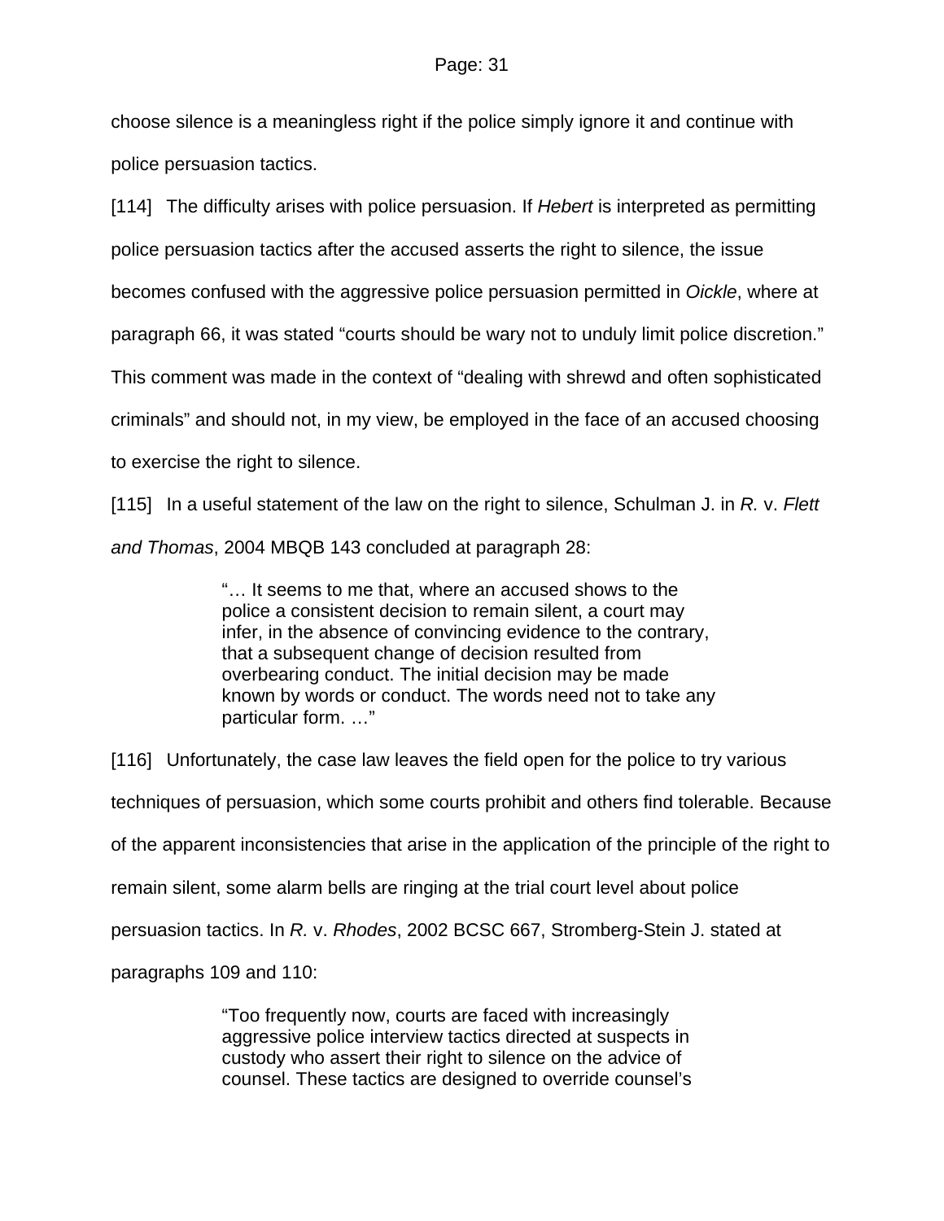choose silence is a meaningless right if the police simply ignore it and continue with police persuasion tactics.

[114] The difficulty arises with police persuasion. If *Hebert* is interpreted as permitting police persuasion tactics after the accused asserts the right to silence, the issue becomes confused with the aggressive police persuasion permitted in *Oickle*, where at paragraph 66, it was stated "courts should be wary not to unduly limit police discretion." This comment was made in the context of "dealing with shrewd and often sophisticated criminals" and should not, in my view, be employed in the face of an accused choosing to exercise the right to silence.

[115] In a useful statement of the law on the right to silence, Schulman J. in *R.* v. *Flett and Thomas*, 2004 MBQB 143 concluded at paragraph 28:

> "… It seems to me that, where an accused shows to the police a consistent decision to remain silent, a court may infer, in the absence of convincing evidence to the contrary, that a subsequent change of decision resulted from overbearing conduct. The initial decision may be made known by words or conduct. The words need not to take any particular form. …"

[116] Unfortunately, the case law leaves the field open for the police to try various techniques of persuasion, which some courts prohibit and others find tolerable. Because of the apparent inconsistencies that arise in the application of the principle of the right to remain silent, some alarm bells are ringing at the trial court level about police persuasion tactics. In *R.* v. *Rhodes*, 2002 BCSC 667, Stromberg-Stein J. stated at paragraphs 109 and 110:

> "Too frequently now, courts are faced with increasingly aggressive police interview tactics directed at suspects in custody who assert their right to silence on the advice of counsel. These tactics are designed to override counsel's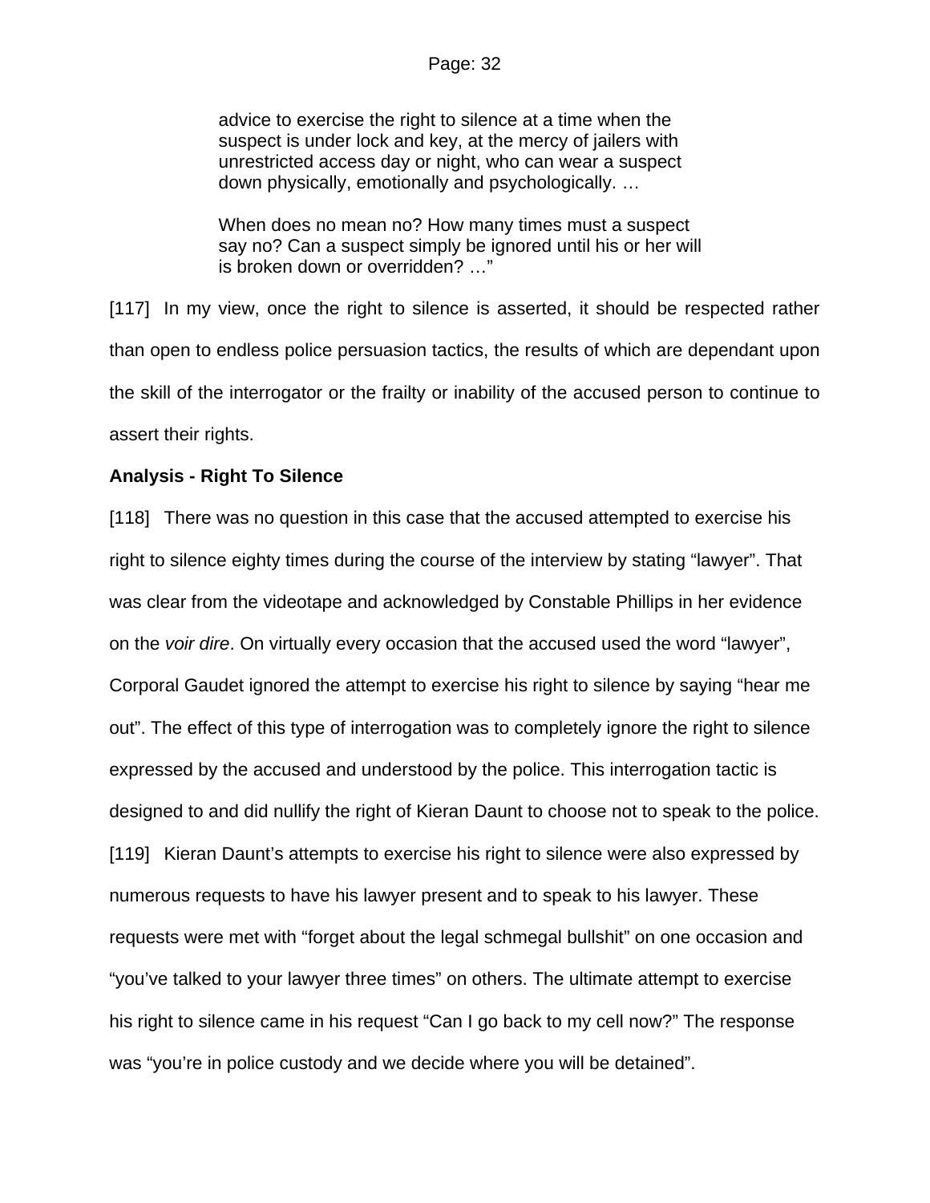> advice to exercise the right to silence at a time when the suspect is under lock and key, at the mercy of jailers with unrestricted access day or night, who can wear a suspect down physically, emotionally and psychologically. …
>
> When does no mean no? How many times must a suspect say no? Can a suspect simply be ignored until his or her will is broken down or overridden? …"

[117] In my view, once the right to silence is asserted, it should be respected rather than open to endless police persuasion tactics, the results of which are dependant upon the skill of the interrogator or the frailty or inability of the accused person to continue to assert their rights.

**Analysis - Right To Silence**

[118] There was no question in this case that the accused attempted to exercise his right to silence eighty times during the course of the interview by stating "lawyer". That was clear from the videotape and acknowledged by Constable Phillips in her evidence on the *voir dire*. On virtually every occasion that the accused used the word "lawyer", Corporal Gaudet ignored the attempt to exercise his right to silence by saying "hear me out". The effect of this type of interrogation was to completely ignore the right to silence expressed by the accused and understood by the police. This interrogation tactic is designed to and did nullify the right of Kieran Daunt to choose not to speak to the police.

[119] Kieran Daunt's attempts to exercise his right to silence were also expressed by numerous requests to have his lawyer present and to speak to his lawyer. These requests were met with "forget about the legal schmegal bullshit" on one occasion and "you've talked to your lawyer three times" on others. The ultimate attempt to exercise his right to silence came in his request "Can I go back to my cell now?" The response was "you're in police custody and we decide where you will be detained".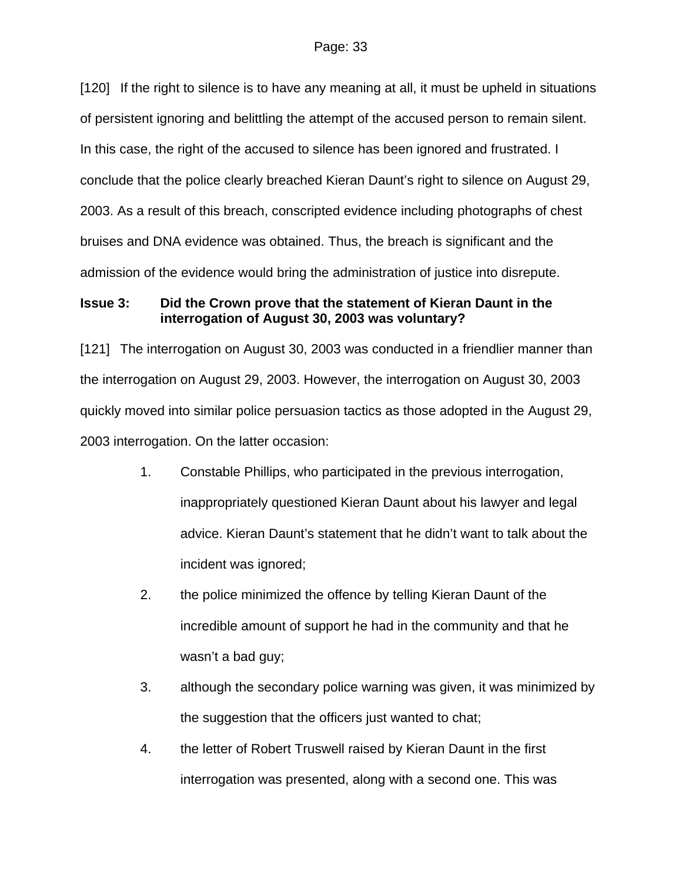[120] If the right to silence is to have any meaning at all, it must be upheld in situations of persistent ignoring and belittling the attempt of the accused person to remain silent. In this case, the right of the accused to silence has been ignored and frustrated. I conclude that the police clearly breached Kieran Daunt's right to silence on August 29, 2003. As a result of this breach, conscripted evidence including photographs of chest bruises and DNA evidence was obtained. Thus, the breach is significant and the admission of the evidence would bring the administration of justice into disrepute.

**Issue 3: Did the Crown prove that the statement of Kieran Daunt in the interrogation of August 30, 2003 was voluntary?**

[121] The interrogation on August 30, 2003 was conducted in a friendlier manner than the interrogation on August 29, 2003. However, the interrogation on August 30, 2003 quickly moved into similar police persuasion tactics as those adopted in the August 29, 2003 interrogation. On the latter occasion:

1. Constable Phillips, who participated in the previous interrogation, inappropriately questioned Kieran Daunt about his lawyer and legal advice. Kieran Daunt's statement that he didn't want to talk about the incident was ignored;
2. the police minimized the offence by telling Kieran Daunt of the incredible amount of support he had in the community and that he wasn't a bad guy;
3. although the secondary police warning was given, it was minimized by the suggestion that the officers just wanted to chat;
4. the letter of Robert Truswell raised by Kieran Daunt in the first interrogation was presented, along with a second one. This was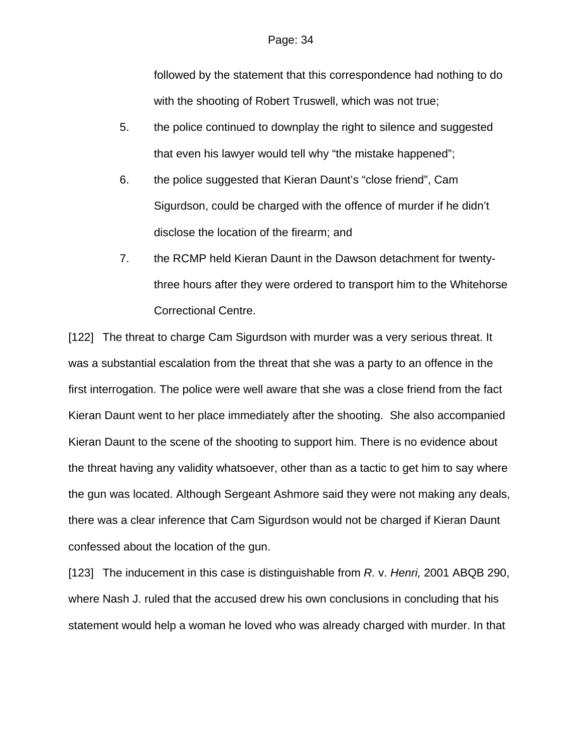followed by the statement that this correspondence had nothing to do with the shooting of Robert Truswell, which was not true;

5. the police continued to downplay the right to silence and suggested that even his lawyer would tell why "the mistake happened";

6. the police suggested that Kieran Daunt's "close friend", Cam Sigurdson, could be charged with the offence of murder if he didn't disclose the location of the firearm; and

7. the RCMP held Kieran Daunt in the Dawson detachment for twenty-three hours after they were ordered to transport him to the Whitehorse Correctional Centre.

[122] The threat to charge Cam Sigurdson with murder was a very serious threat. It was a substantial escalation from the threat that she was a party to an offence in the first interrogation. The police were well aware that she was a close friend from the fact Kieran Daunt went to her place immediately after the shooting. She also accompanied Kieran Daunt to the scene of the shooting to support him. There is no evidence about the threat having any validity whatsoever, other than as a tactic to get him to say where the gun was located. Although Sergeant Ashmore said they were not making any deals, there was a clear inference that Cam Sigurdson would not be charged if Kieran Daunt confessed about the location of the gun.

[123] The inducement in this case is distinguishable from *R.* v. *Henri,* 2001 ABQB 290, where Nash J. ruled that the accused drew his own conclusions in concluding that his statement would help a woman he loved who was already charged with murder. In that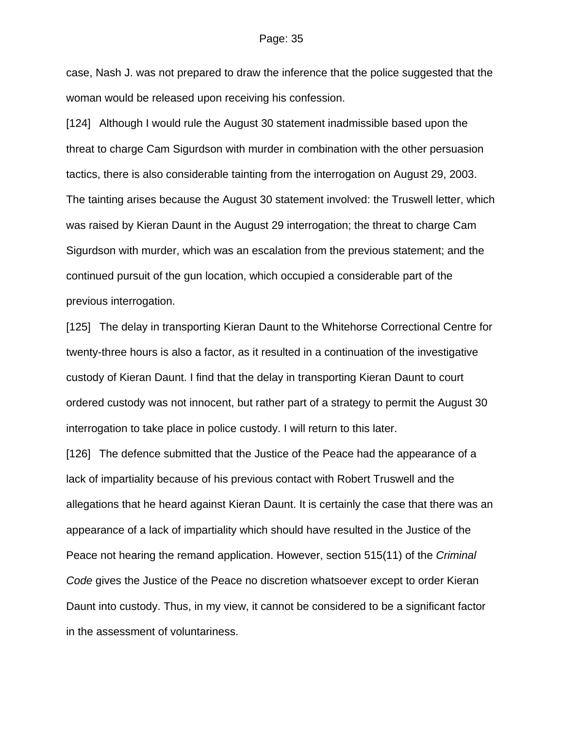case, Nash J. was not prepared to draw the inference that the police suggested that the woman would be released upon receiving his confession.

[124] Although I would rule the August 30 statement inadmissible based upon the threat to charge Cam Sigurdson with murder in combination with the other persuasion tactics, there is also considerable tainting from the interrogation on August 29, 2003. The tainting arises because the August 30 statement involved: the Truswell letter, which was raised by Kieran Daunt in the August 29 interrogation; the threat to charge Cam Sigurdson with murder, which was an escalation from the previous statement; and the continued pursuit of the gun location, which occupied a considerable part of the previous interrogation.

[125] The delay in transporting Kieran Daunt to the Whitehorse Correctional Centre for twenty-three hours is also a factor, as it resulted in a continuation of the investigative custody of Kieran Daunt. I find that the delay in transporting Kieran Daunt to court ordered custody was not innocent, but rather part of a strategy to permit the August 30 interrogation to take place in police custody. I will return to this later.

[126] The defence submitted that the Justice of the Peace had the appearance of a lack of impartiality because of his previous contact with Robert Truswell and the allegations that he heard against Kieran Daunt. It is certainly the case that there was an appearance of a lack of impartiality which should have resulted in the Justice of the Peace not hearing the remand application. However, section 515(11) of the *Criminal Code* gives the Justice of the Peace no discretion whatsoever except to order Kieran Daunt into custody. Thus, in my view, it cannot be considered to be a significant factor in the assessment of voluntariness.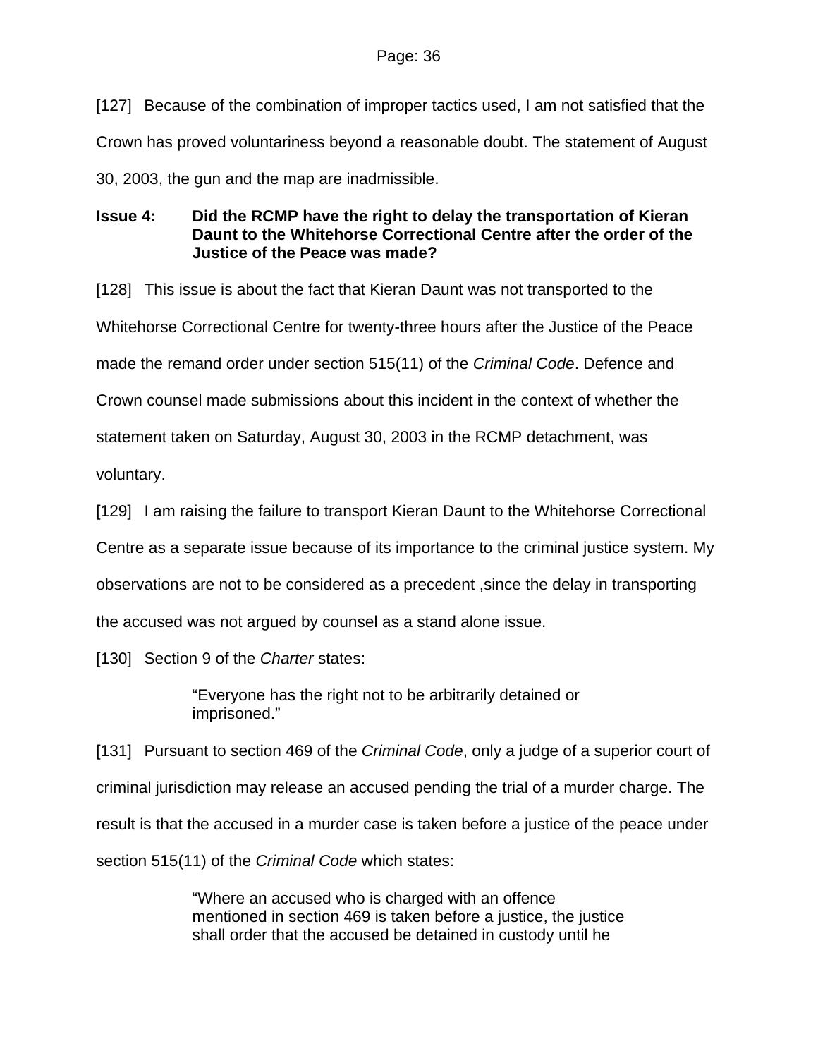[127] Because of the combination of improper tactics used, I am not satisfied that the Crown has proved voluntariness beyond a reasonable doubt. The statement of August 30, 2003, the gun and the map are inadmissible.

**Issue 4: Did the RCMP have the right to delay the transportation of Kieran Daunt to the Whitehorse Correctional Centre after the order of the Justice of the Peace was made?**

[128] This issue is about the fact that Kieran Daunt was not transported to the Whitehorse Correctional Centre for twenty-three hours after the Justice of the Peace made the remand order under section 515(11) of the *Criminal Code*. Defence and Crown counsel made submissions about this incident in the context of whether the statement taken on Saturday, August 30, 2003 in the RCMP detachment, was voluntary.

[129] I am raising the failure to transport Kieran Daunt to the Whitehorse Correctional Centre as a separate issue because of its importance to the criminal justice system. My observations are not to be considered as a precedent ,since the delay in transporting the accused was not argued by counsel as a stand alone issue.

[130] Section 9 of the *Charter* states:

> "Everyone has the right not to be arbitrarily detained or imprisoned."

[131] Pursuant to section 469 of the *Criminal Code*, only a judge of a superior court of criminal jurisdiction may release an accused pending the trial of a murder charge. The result is that the accused in a murder case is taken before a justice of the peace under section 515(11) of the *Criminal Code* which states:

> "Where an accused who is charged with an offence mentioned in section 469 is taken before a justice, the justice shall order that the accused be detained in custody until he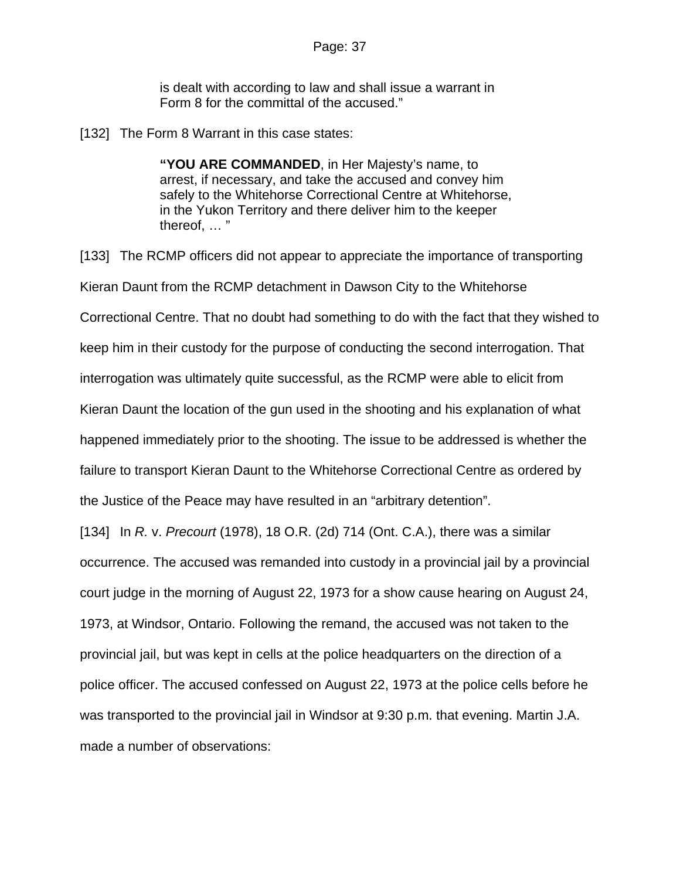> is dealt with according to law and shall issue a warrant in Form 8 for the committal of the accused."

[132] The Form 8 Warrant in this case states:

> **"YOU ARE COMMANDED**, in Her Majesty's name, to arrest, if necessary, and take the accused and convey him safely to the Whitehorse Correctional Centre at Whitehorse, in the Yukon Territory and there deliver him to the keeper thereof, … "

[133] The RCMP officers did not appear to appreciate the importance of transporting Kieran Daunt from the RCMP detachment in Dawson City to the Whitehorse Correctional Centre. That no doubt had something to do with the fact that they wished to keep him in their custody for the purpose of conducting the second interrogation. That interrogation was ultimately quite successful, as the RCMP were able to elicit from Kieran Daunt the location of the gun used in the shooting and his explanation of what happened immediately prior to the shooting. The issue to be addressed is whether the failure to transport Kieran Daunt to the Whitehorse Correctional Centre as ordered by the Justice of the Peace may have resulted in an "arbitrary detention".

[134] In *R.* v. *Precourt* (1978), 18 O.R. (2d) 714 (Ont. C.A.), there was a similar occurrence. The accused was remanded into custody in a provincial jail by a provincial court judge in the morning of August 22, 1973 for a show cause hearing on August 24, 1973, at Windsor, Ontario. Following the remand, the accused was not taken to the provincial jail, but was kept in cells at the police headquarters on the direction of a police officer. The accused confessed on August 22, 1973 at the police cells before he was transported to the provincial jail in Windsor at 9:30 p.m. that evening. Martin J.A. made a number of observations: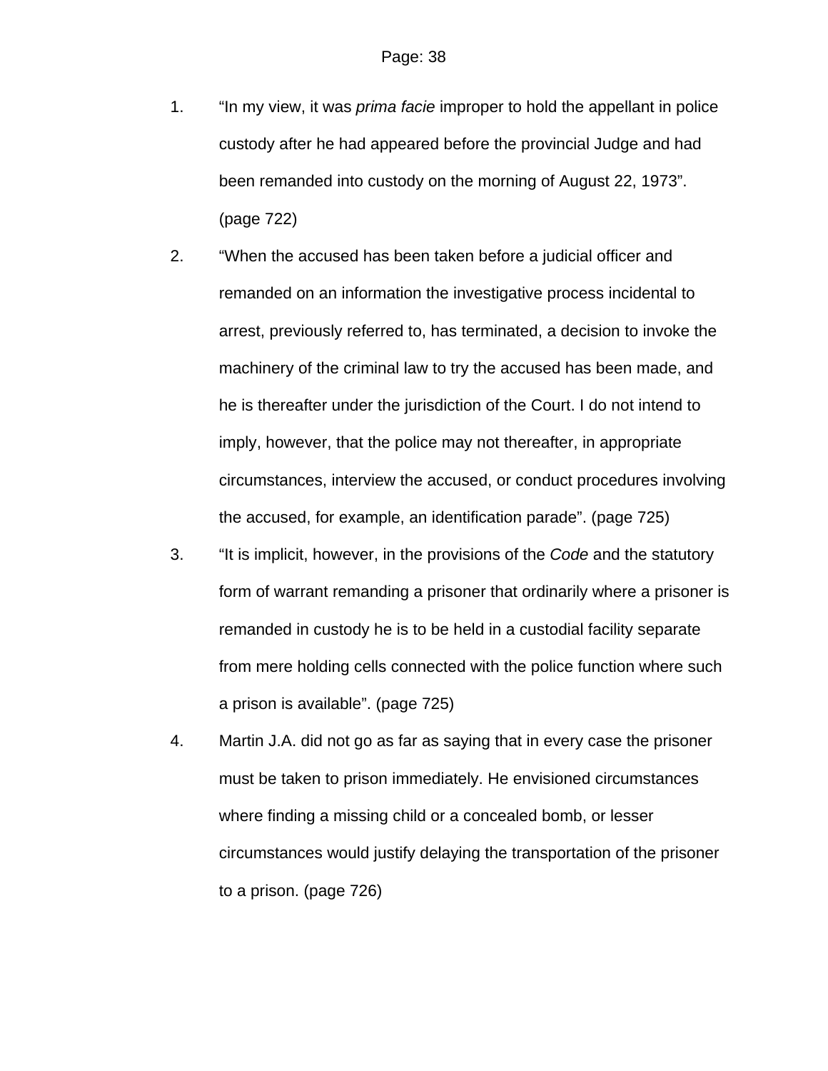1. “In my view, it was *prima facie* improper to hold the appellant in police custody after he had appeared before the provincial Judge and had been remanded into custody on the morning of August 22, 1973”. (page 722)

2. “When the accused has been taken before a judicial officer and remanded on an information the investigative process incidental to arrest, previously referred to, has terminated, a decision to invoke the machinery of the criminal law to try the accused has been made, and he is thereafter under the jurisdiction of the Court. I do not intend to imply, however, that the police may not thereafter, in appropriate circumstances, interview the accused, or conduct procedures involving the accused, for example, an identification parade”. (page 725)

3. “It is implicit, however, in the provisions of the *Code* and the statutory form of warrant remanding a prisoner that ordinarily where a prisoner is remanded in custody he is to be held in a custodial facility separate from mere holding cells connected with the police function where such a prison is available”. (page 725)

4. Martin J.A. did not go as far as saying that in every case the prisoner must be taken to prison immediately. He envisioned circumstances where finding a missing child or a concealed bomb, or lesser circumstances would justify delaying the transportation of the prisoner to a prison. (page 726)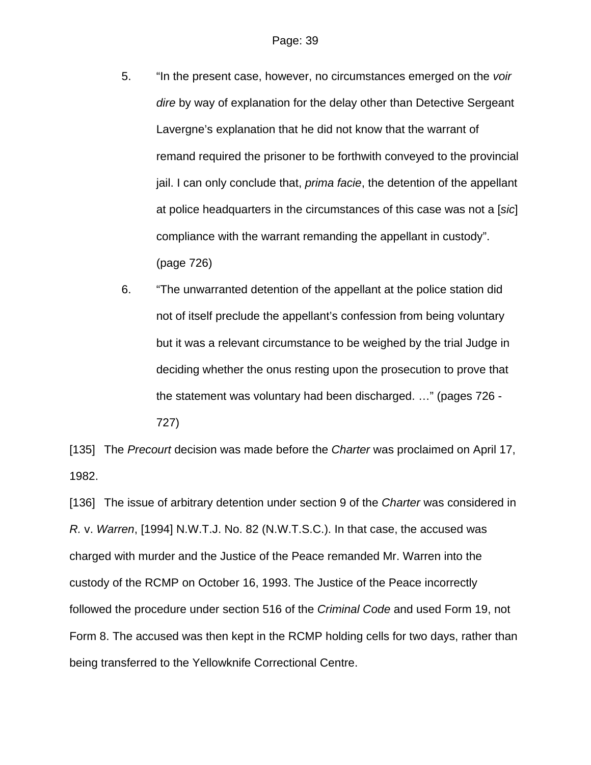5. "In the present case, however, no circumstances emerged on the *voir dire* by way of explanation for the delay other than Detective Sergeant Lavergne's explanation that he did not know that the warrant of remand required the prisoner to be forthwith conveyed to the provincial jail. I can only conclude that, *prima facie*, the detention of the appellant at police headquarters in the circumstances of this case was not a [*sic*] compliance with the warrant remanding the appellant in custody". (page 726)

6. "The unwarranted detention of the appellant at the police station did not of itself preclude the appellant's confession from being voluntary but it was a relevant circumstance to be weighed by the trial Judge in deciding whether the onus resting upon the prosecution to prove that the statement was voluntary had been discharged. …" (pages 726 - 727)

[135] The *Precourt* decision was made before the *Charter* was proclaimed on April 17, 1982.

[136] The issue of arbitrary detention under section 9 of the *Charter* was considered in *R.* v. *Warren*, [1994] N.W.T.J. No. 82 (N.W.T.S.C.). In that case, the accused was charged with murder and the Justice of the Peace remanded Mr. Warren into the custody of the RCMP on October 16, 1993. The Justice of the Peace incorrectly followed the procedure under section 516 of the *Criminal Code* and used Form 19, not Form 8. The accused was then kept in the RCMP holding cells for two days, rather than being transferred to the Yellowknife Correctional Centre.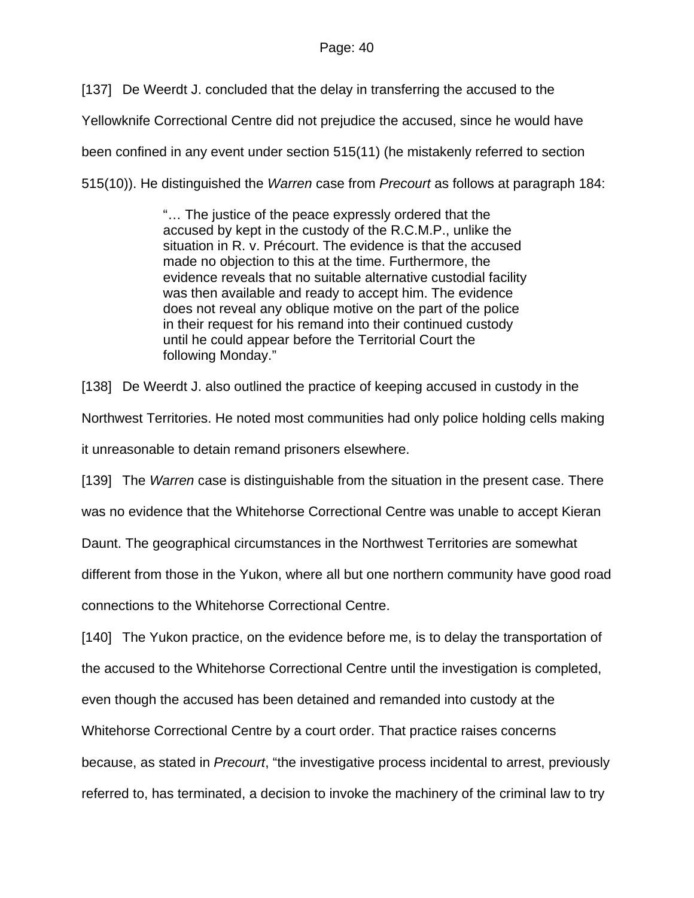[137] De Weerdt J. concluded that the delay in transferring the accused to the Yellowknife Correctional Centre did not prejudice the accused, since he would have been confined in any event under section 515(11) (he mistakenly referred to section 515(10)). He distinguished the *Warren* case from *Precourt* as follows at paragraph 184:

> "… The justice of the peace expressly ordered that the accused by kept in the custody of the R.C.M.P., unlike the situation in R. v. Précourt. The evidence is that the accused made no objection to this at the time. Furthermore, the evidence reveals that no suitable alternative custodial facility was then available and ready to accept him. The evidence does not reveal any oblique motive on the part of the police in their request for his remand into their continued custody until he could appear before the Territorial Court the following Monday."

[138] De Weerdt J. also outlined the practice of keeping accused in custody in the Northwest Territories. He noted most communities had only police holding cells making it unreasonable to detain remand prisoners elsewhere.

[139] The *Warren* case is distinguishable from the situation in the present case. There was no evidence that the Whitehorse Correctional Centre was unable to accept Kieran Daunt. The geographical circumstances in the Northwest Territories are somewhat different from those in the Yukon, where all but one northern community have good road connections to the Whitehorse Correctional Centre.

[140] The Yukon practice, on the evidence before me, is to delay the transportation of the accused to the Whitehorse Correctional Centre until the investigation is completed, even though the accused has been detained and remanded into custody at the Whitehorse Correctional Centre by a court order. That practice raises concerns because, as stated in *Precourt*, "the investigative process incidental to arrest, previously referred to, has terminated, a decision to invoke the machinery of the criminal law to try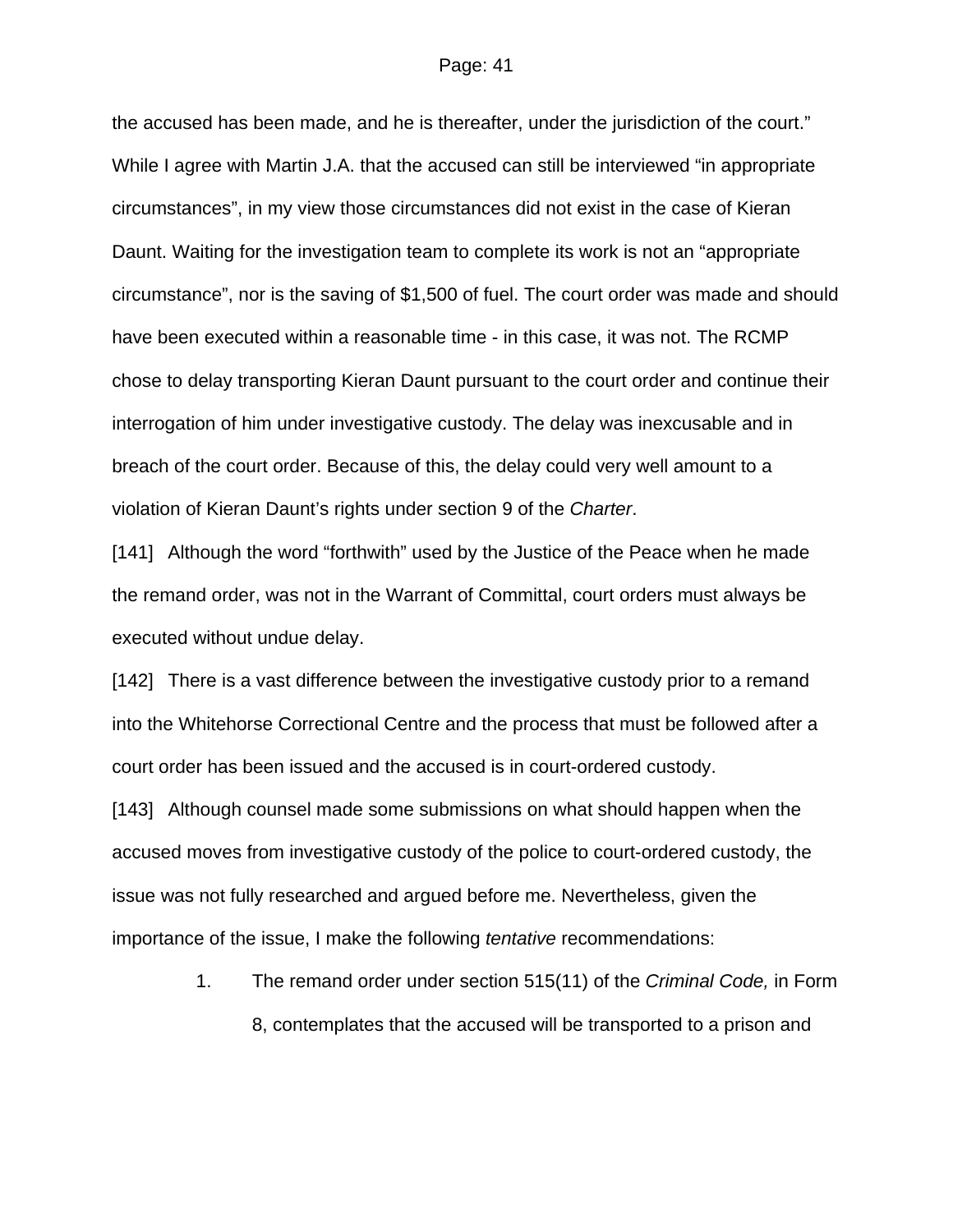the accused has been made, and he is thereafter, under the jurisdiction of the court." While I agree with Martin J.A. that the accused can still be interviewed "in appropriate circumstances", in my view those circumstances did not exist in the case of Kieran Daunt. Waiting for the investigation team to complete its work is not an "appropriate circumstance", nor is the saving of $1,500 of fuel. The court order was made and should have been executed within a reasonable time - in this case, it was not. The RCMP chose to delay transporting Kieran Daunt pursuant to the court order and continue their interrogation of him under investigative custody. The delay was inexcusable and in breach of the court order. Because of this, the delay could very well amount to a violation of Kieran Daunt's rights under section 9 of the *Charter*.

[141] Although the word "forthwith" used by the Justice of the Peace when he made the remand order, was not in the Warrant of Committal, court orders must always be executed without undue delay.

[142] There is a vast difference between the investigative custody prior to a remand into the Whitehorse Correctional Centre and the process that must be followed after a court order has been issued and the accused is in court-ordered custody.

[143] Although counsel made some submissions on what should happen when the accused moves from investigative custody of the police to court-ordered custody, the issue was not fully researched and argued before me. Nevertheless, given the importance of the issue, I make the following *tentative* recommendations:

1. The remand order under section 515(11) of the *Criminal Code,* in Form 8, contemplates that the accused will be transported to a prison and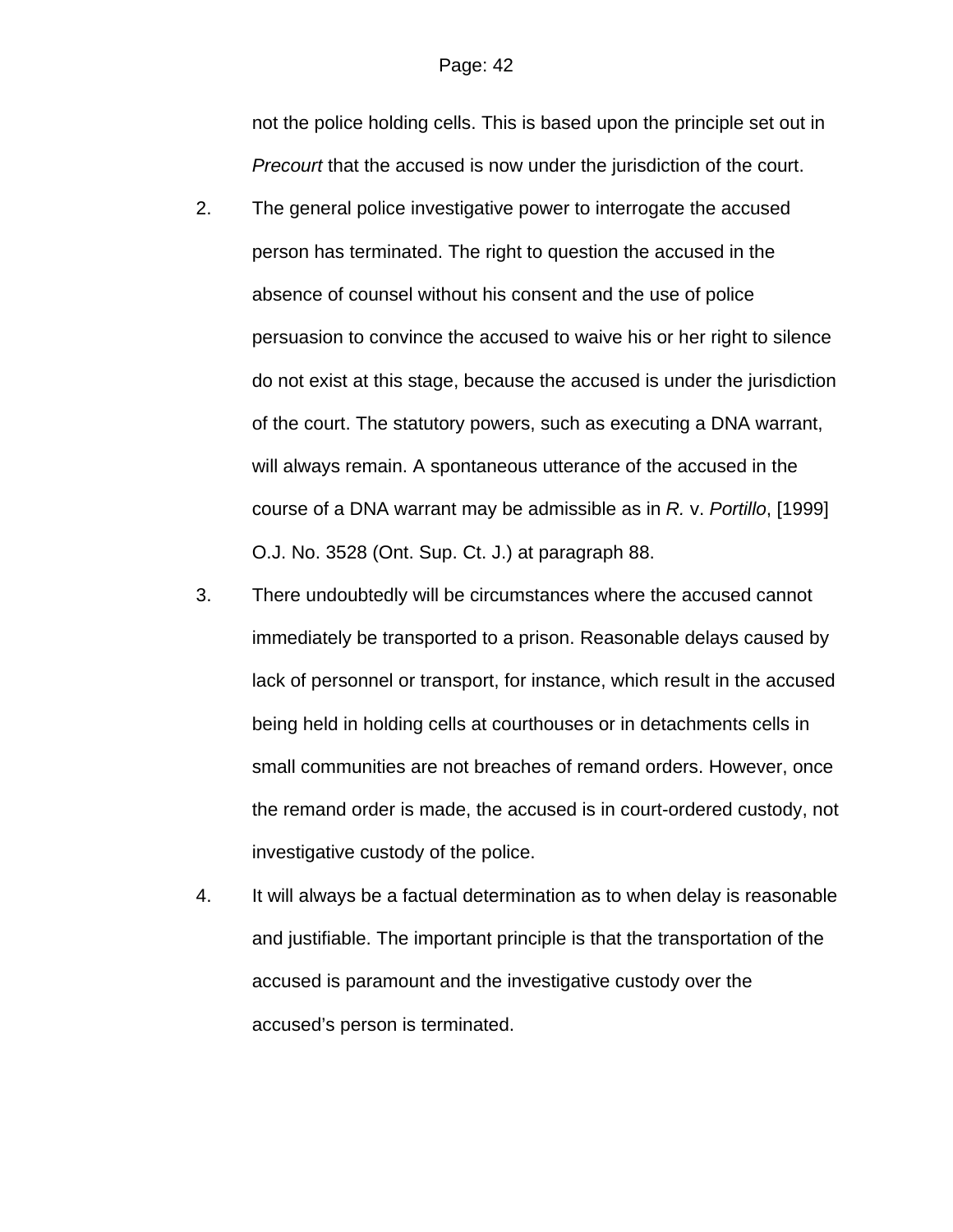not the police holding cells. This is based upon the principle set out in *Precourt* that the accused is now under the jurisdiction of the court.

2. The general police investigative power to interrogate the accused person has terminated. The right to question the accused in the absence of counsel without his consent and the use of police persuasion to convince the accused to waive his or her right to silence do not exist at this stage, because the accused is under the jurisdiction of the court. The statutory powers, such as executing a DNA warrant, will always remain. A spontaneous utterance of the accused in the course of a DNA warrant may be admissible as in *R.* v. *Portillo*, [1999] O.J. No. 3528 (Ont. Sup. Ct. J.) at paragraph 88.

3. There undoubtedly will be circumstances where the accused cannot immediately be transported to a prison. Reasonable delays caused by lack of personnel or transport, for instance, which result in the accused being held in holding cells at courthouses or in detachments cells in small communities are not breaches of remand orders. However, once the remand order is made, the accused is in court-ordered custody, not investigative custody of the police.

4. It will always be a factual determination as to when delay is reasonable and justifiable. The important principle is that the transportation of the accused is paramount and the investigative custody over the accused's person is terminated.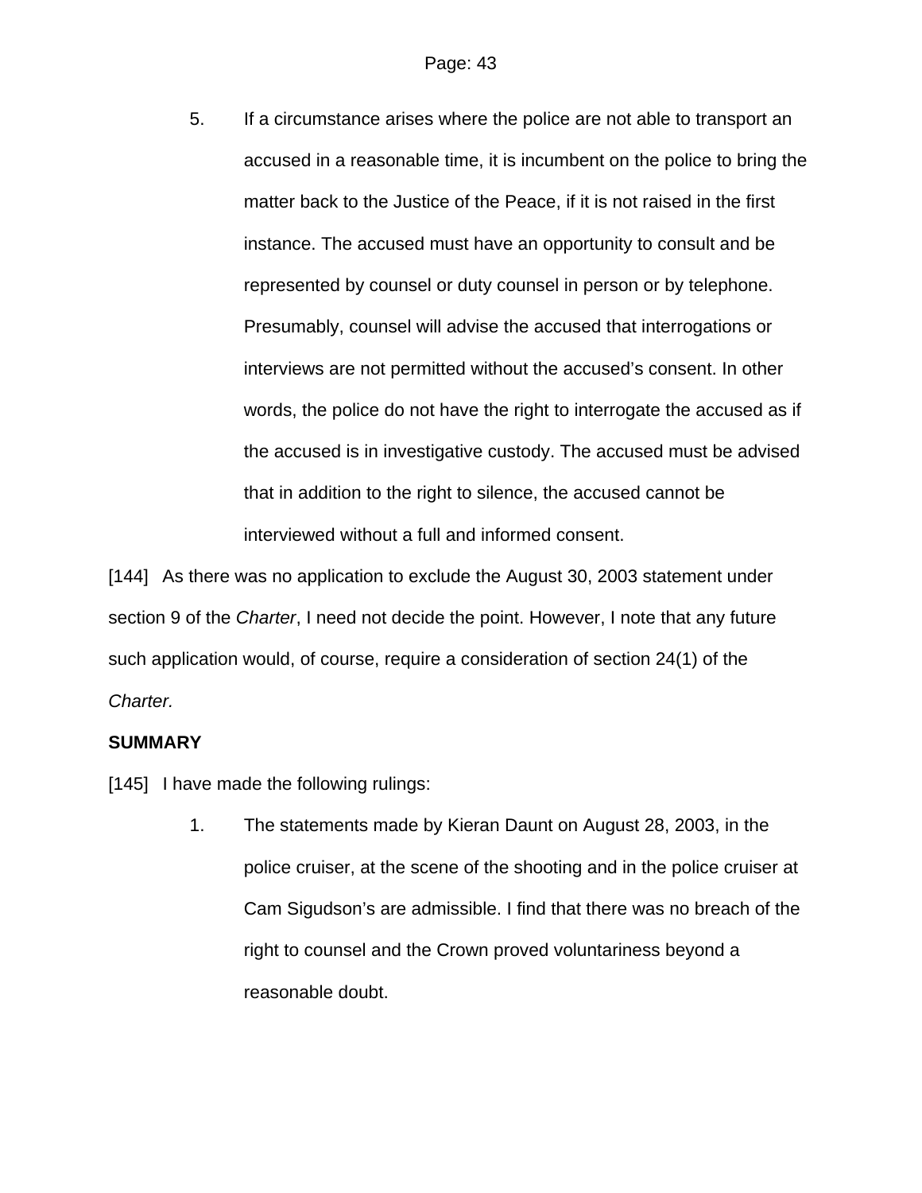5. If a circumstance arises where the police are not able to transport an accused in a reasonable time, it is incumbent on the police to bring the matter back to the Justice of the Peace, if it is not raised in the first instance. The accused must have an opportunity to consult and be represented by counsel or duty counsel in person or by telephone. Presumably, counsel will advise the accused that interrogations or interviews are not permitted without the accused's consent. In other words, the police do not have the right to interrogate the accused as if the accused is in investigative custody. The accused must be advised that in addition to the right to silence, the accused cannot be interviewed without a full and informed consent.

[144] As there was no application to exclude the August 30, 2003 statement under section 9 of the *Charter*, I need not decide the point. However, I note that any future such application would, of course, require a consideration of section 24(1) of the *Charter.*

**SUMMARY**

[145] I have made the following rulings:

1. The statements made by Kieran Daunt on August 28, 2003, in the police cruiser, at the scene of the shooting and in the police cruiser at Cam Sigudson's are admissible. I find that there was no breach of the right to counsel and the Crown proved voluntariness beyond a reasonable doubt.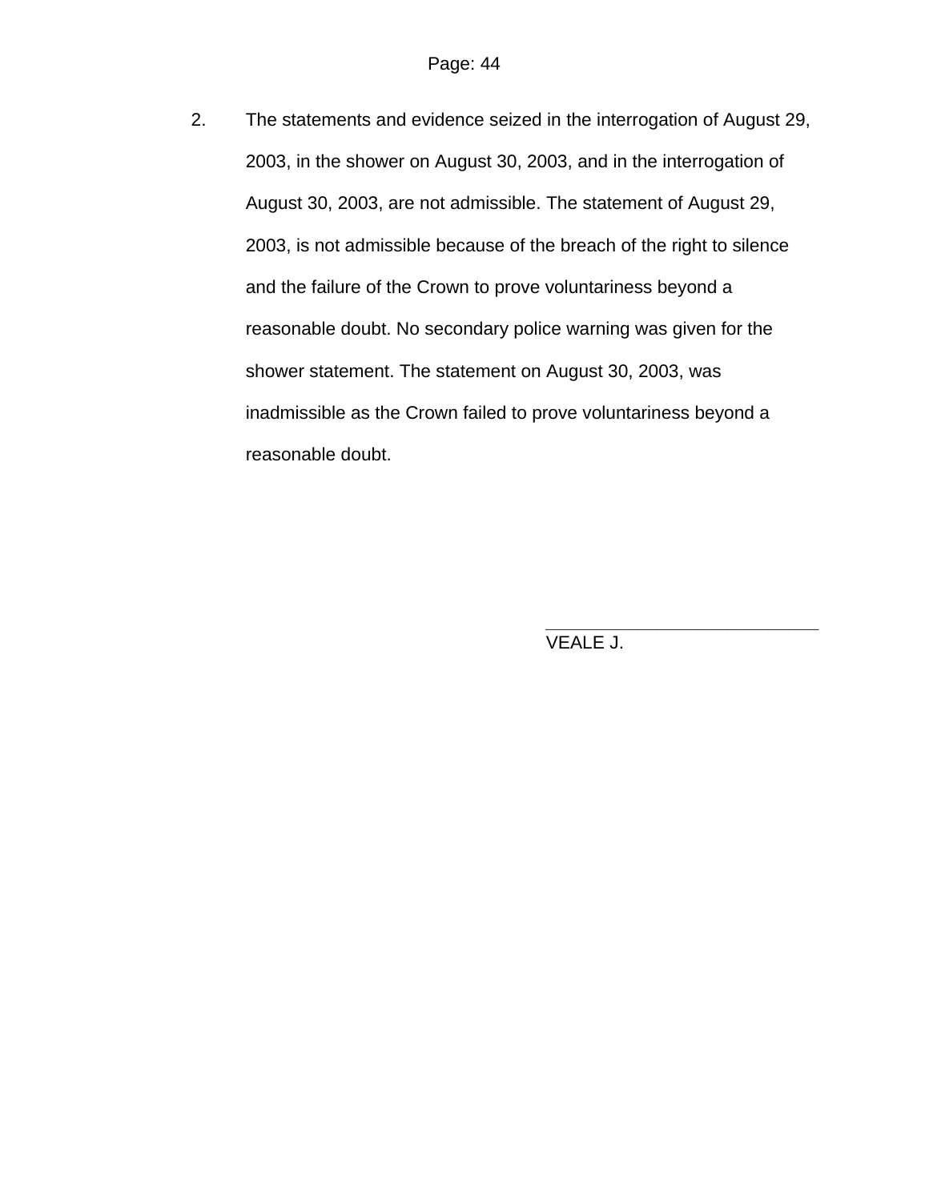2. The statements and evidence seized in the interrogation of August 29, 2003, in the shower on August 30, 2003, and in the interrogation of August 30, 2003, are not admissible. The statement of August 29, 2003, is not admissible because of the breach of the right to silence and the failure of the Crown to prove voluntariness beyond a reasonable doubt. No secondary police warning was given for the shower statement. The statement on August 30, 2003, was inadmissible as the Crown failed to prove voluntariness beyond a reasonable doubt.

___________________________
VEALE J.